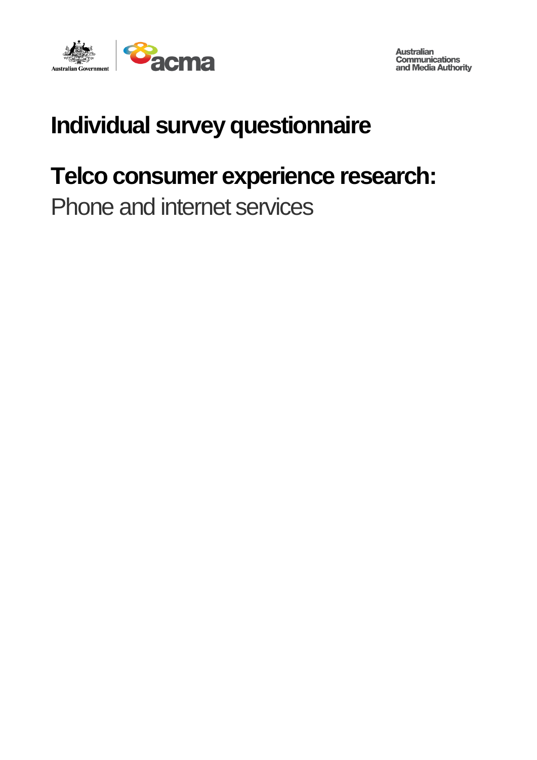Australian Government | acma

Australian Communications and Media Authority

# Individual survey questionnaire

# Telco consumer experience research:

## Phone and internet services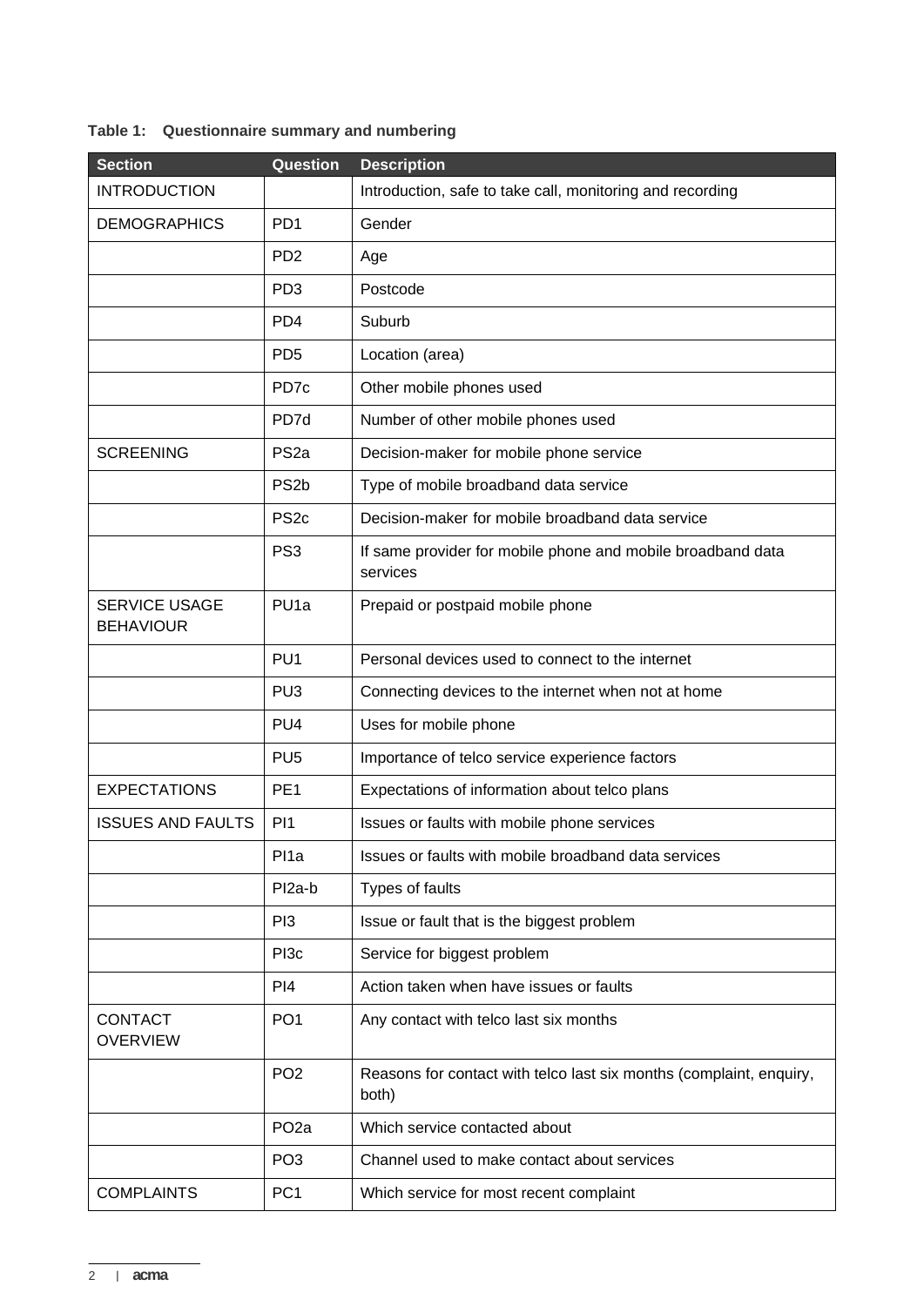**Table 1: Questionnaire summary and numbering**

| Section | Question | Description |
|---|---|---|
| INTRODUCTION | | Introduction, safe to take call, monitoring and recording |
| DEMOGRAPHICS | PD1 | Gender |
| | PD2 | Age |
| | PD3 | Postcode |
| | PD4 | Suburb |
| | PD5 | Location (area) |
| | PD7c | Other mobile phones used |
| | PD7d | Number of other mobile phones used |
| SCREENING | PS2a | Decision-maker for mobile phone service |
| | PS2b | Type of mobile broadband data service |
| | PS2c | Decision-maker for mobile broadband data service |
| | PS3 | If same provider for mobile phone and mobile broadband data services |
| SERVICE USAGE BEHAVIOUR | PU1a | Prepaid or postpaid mobile phone |
| | PU1 | Personal devices used to connect to the internet |
| | PU3 | Connecting devices to the internet when not at home |
| | PU4 | Uses for mobile phone |
| | PU5 | Importance of telco service experience factors |
| EXPECTATIONS | PE1 | Expectations of information about telco plans |
| ISSUES AND FAULTS | PI1 | Issues or faults with mobile phone services |
| | PI1a | Issues or faults with mobile broadband data services |
| | PI2a-b | Types of faults |
| | PI3 | Issue or fault that is the biggest problem |
| | PI3c | Service for biggest problem |
| | PI4 | Action taken when have issues or faults |
| CONTACT OVERVIEW | PO1 | Any contact with telco last six months |
| | PO2 | Reasons for contact with telco last six months (complaint, enquiry, both) |
| | PO2a | Which service contacted about |
| | PO3 | Channel used to make contact about services |
| COMPLAINTS | PC1 | Which service for most recent complaint |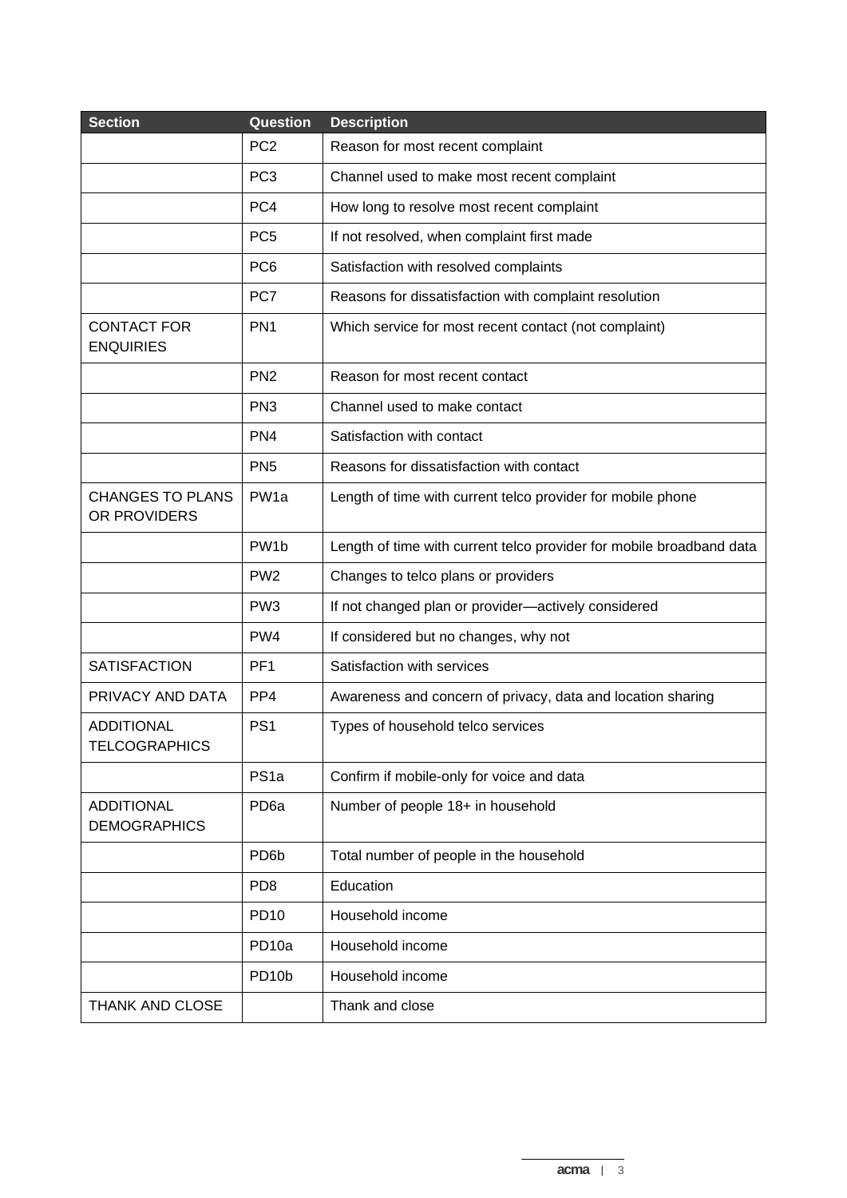| Section | Question | Description |
| --- | --- | --- |
| | PC2 | Reason for most recent complaint |
| | PC3 | Channel used to make most recent complaint |
| | PC4 | How long to resolve most recent complaint |
| | PC5 | If not resolved, when complaint first made |
| | PC6 | Satisfaction with resolved complaints |
| | PC7 | Reasons for dissatisfaction with complaint resolution |
| CONTACT FOR ENQUIRIES | PN1 | Which service for most recent contact (not complaint) |
| | PN2 | Reason for most recent contact |
| | PN3 | Channel used to make contact |
| | PN4 | Satisfaction with contact |
| | PN5 | Reasons for dissatisfaction with contact |
| CHANGES TO PLANS OR PROVIDERS | PW1a | Length of time with current telco provider for mobile phone |
| | PW1b | Length of time with current telco provider for mobile broadband data |
| | PW2 | Changes to telco plans or providers |
| | PW3 | If not changed plan or provider—actively considered |
| | PW4 | If considered but no changes, why not |
| SATISFACTION | PF1 | Satisfaction with services |
| PRIVACY AND DATA | PP4 | Awareness and concern of privacy, data and location sharing |
| ADDITIONAL TELCOGRAPHICS | PS1 | Types of household telco services |
| | PS1a | Confirm if mobile-only for voice and data |
| ADDITIONAL DEMOGRAPHICS | PD6a | Number of people 18+ in household |
| | PD6b | Total number of people in the household |
| | PD8 | Education |
| | PD10 | Household income |
| | PD10a | Household income |
| | PD10b | Household income |
| THANK AND CLOSE | | Thank and close |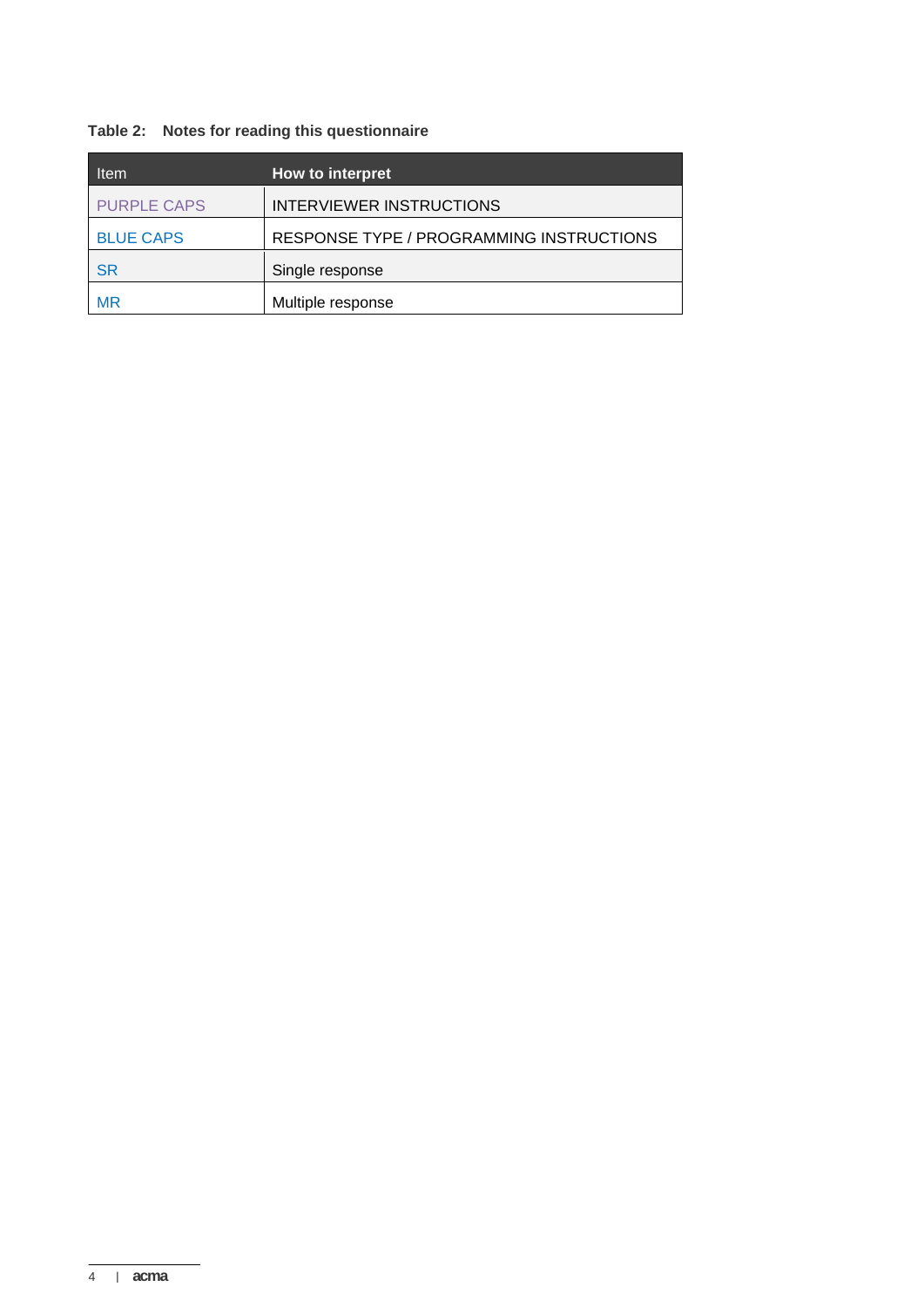**Table 2: Notes for reading this questionnaire**

| Item | How to interpret |
| --- | --- |
| PURPLE CAPS | INTERVIEWER INSTRUCTIONS |
| BLUE CAPS | RESPONSE TYPE / PROGRAMMING INSTRUCTIONS |
| SR | Single response |
| MR | Multiple response |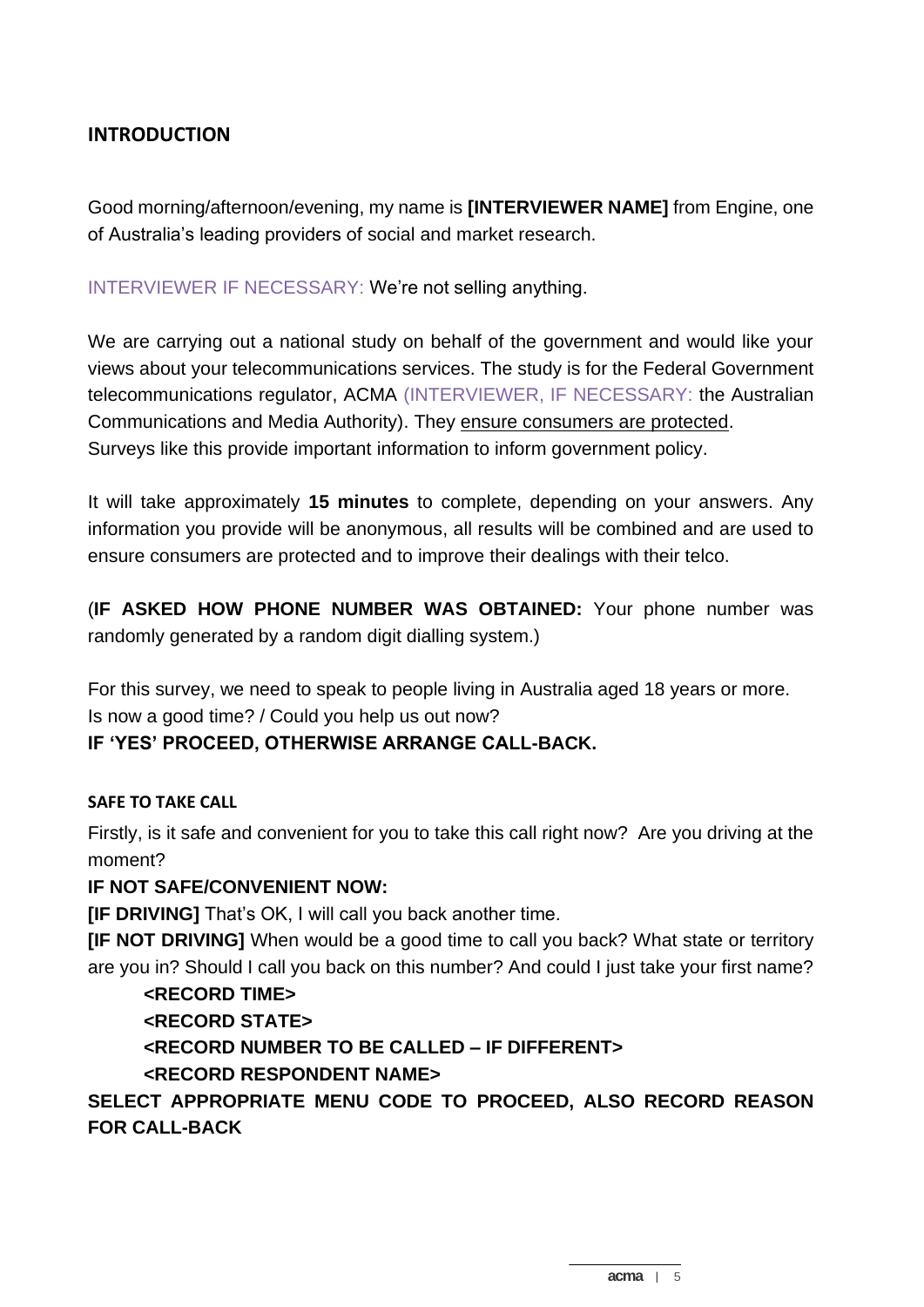## INTRODUCTION

Good morning/afternoon/evening, my name is **[INTERVIEWER NAME]** from Engine, one of Australia's leading providers of social and market research.

INTERVIEWER IF NECESSARY: We're not selling anything.

We are carrying out a national study on behalf of the government and would like your views about your telecommunications services. The study is for the Federal Government telecommunications regulator, ACMA (INTERVIEWER, IF NECESSARY: the Australian Communications and Media Authority). They <u>ensure consumers are protected</u>. Surveys like this provide important information to inform government policy.

It will take approximately **15 minutes** to complete, depending on your answers. Any information you provide will be anonymous, all results will be combined and are used to ensure consumers are protected and to improve their dealings with their telco.

(**IF ASKED HOW PHONE NUMBER WAS OBTAINED:** Your phone number was randomly generated by a random digit dialling system.)

For this survey, we need to speak to people living in Australia aged 18 years or more.
Is now a good time? / Could you help us out now?
**IF 'YES' PROCEED, OTHERWISE ARRANGE CALL-BACK.**

#### SAFE TO TAKE CALL

Firstly, is it safe and convenient for you to take this call right now? Are you driving at the moment?

**IF NOT SAFE/CONVENIENT NOW:**
**[IF DRIVING]** That's OK, I will call you back another time.
**[IF NOT DRIVING]** When would be a good time to call you back? What state or territory are you in? Should I call you back on this number? And could I just take your first name?

**<RECORD TIME>**
**<RECORD STATE>**
**<RECORD NUMBER TO BE CALLED – IF DIFFERENT>**
**<RECORD RESPONDENT NAME>**

**SELECT APPROPRIATE MENU CODE TO PROCEED, ALSO RECORD REASON FOR CALL-BACK**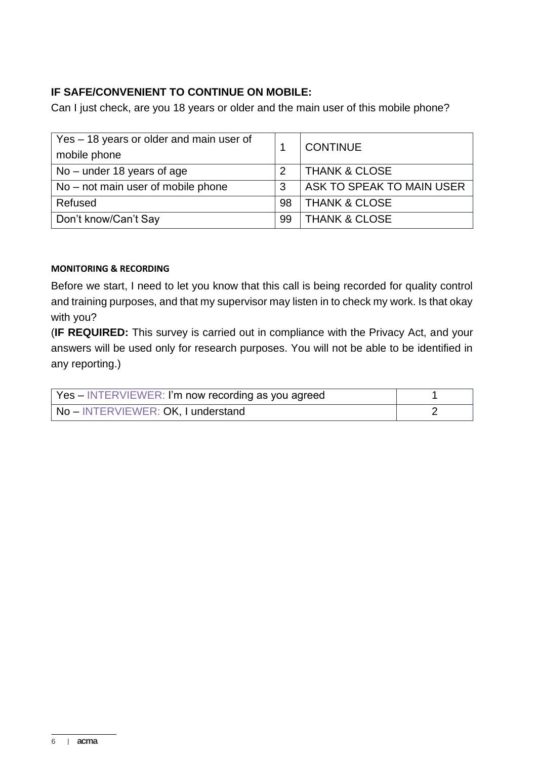**IF SAFE/CONVENIENT TO CONTINUE ON MOBILE:**

Can I just check, are you 18 years or older and the main user of this mobile phone?

| | | |
|---|---|---|
| Yes – 18 years or older and main user of mobile phone | 1 | CONTINUE |
| No – under 18 years of age | 2 | THANK & CLOSE |
| No – not main user of mobile phone | 3 | ASK TO SPEAK TO MAIN USER |
| Refused | 98 | THANK & CLOSE |
| Don't know/Can't Say | 99 | THANK & CLOSE |

**MONITORING & RECORDING**

Before we start, I need to let you know that this call is being recorded for quality control and training purposes, and that my supervisor may listen in to check my work. Is that okay with you?

(**IF REQUIRED:** This survey is carried out in compliance with the Privacy Act, and your answers will be used only for research purposes. You will not be able to be identified in any reporting.)

| | |
|---|---|
| Yes – INTERVIEWER: I'm now recording as you agreed | 1 |
| No – INTERVIEWER: OK, I understand | 2 |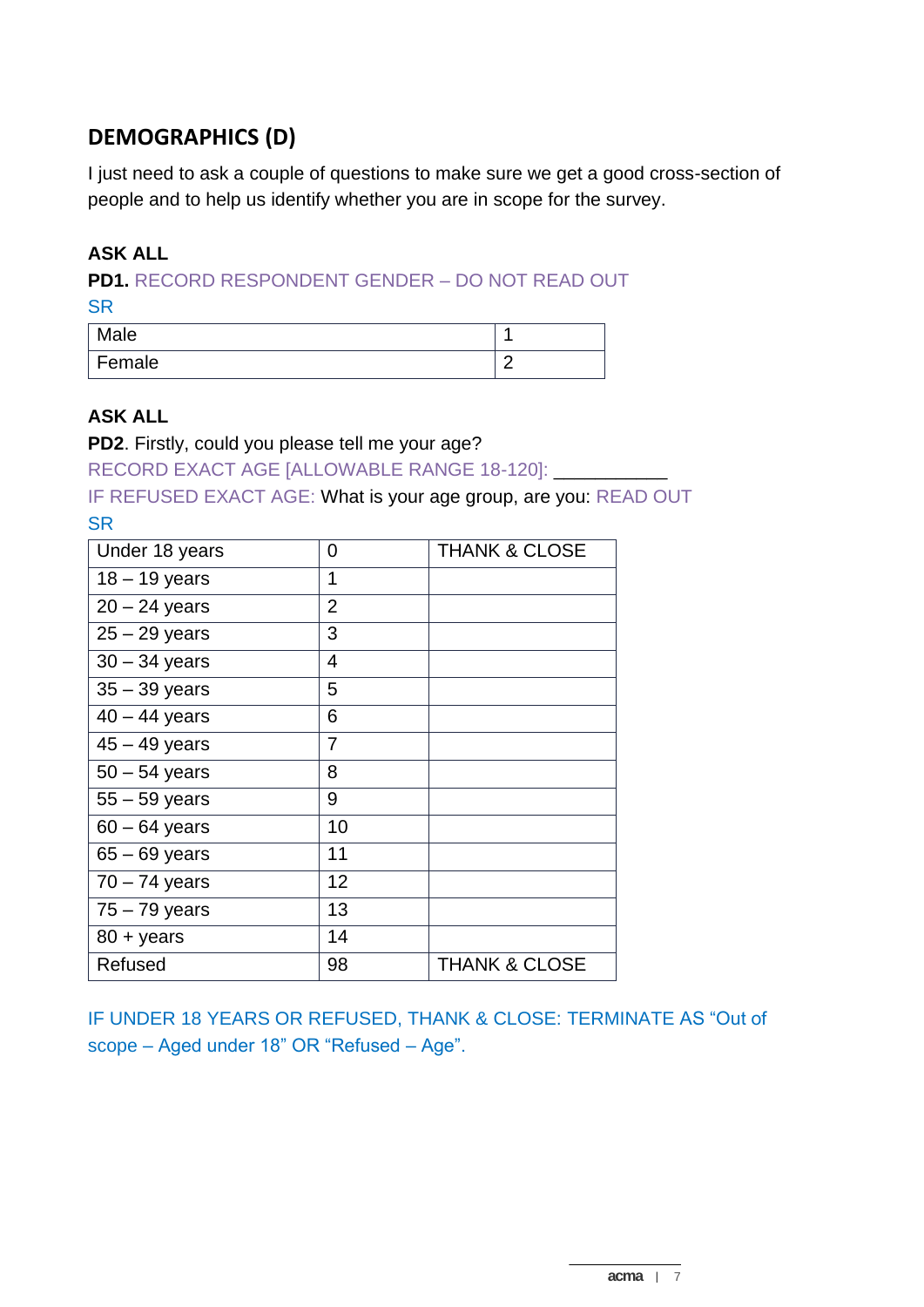## DEMOGRAPHICS (D)

I just need to ask a couple of questions to make sure we get a good cross-section of people and to help us identify whether you are in scope for the survey.

**ASK ALL**

**PD1.** RECORD RESPONDENT GENDER – DO NOT READ OUT

SR

| Male | 1 |
|---|---|
| Female | 2 |

**ASK ALL**

**PD2**. Firstly, could you please tell me your age?

RECORD EXACT AGE [ALLOWABLE RANGE 18-120]: ___________

IF REFUSED EXACT AGE: What is your age group, are you: READ OUT

SR

| Under 18 years | 0 | THANK & CLOSE |
|---|---|---|
| 18 – 19 years | 1 | |
| 20 – 24 years | 2 | |
| 25 – 29 years | 3 | |
| 30 – 34 years | 4 | |
| 35 – 39 years | 5 | |
| 40 – 44 years | 6 | |
| 45 – 49 years | 7 | |
| 50 – 54 years | 8 | |
| 55 – 59 years | 9 | |
| 60 – 64 years | 10 | |
| 65 – 69 years | 11 | |
| 70 – 74 years | 12 | |
| 75 – 79 years | 13 | |
| 80 + years | 14 | |
| Refused | 98 | THANK & CLOSE |

IF UNDER 18 YEARS OR REFUSED, THANK & CLOSE: TERMINATE AS "Out of scope – Aged under 18" OR "Refused – Age".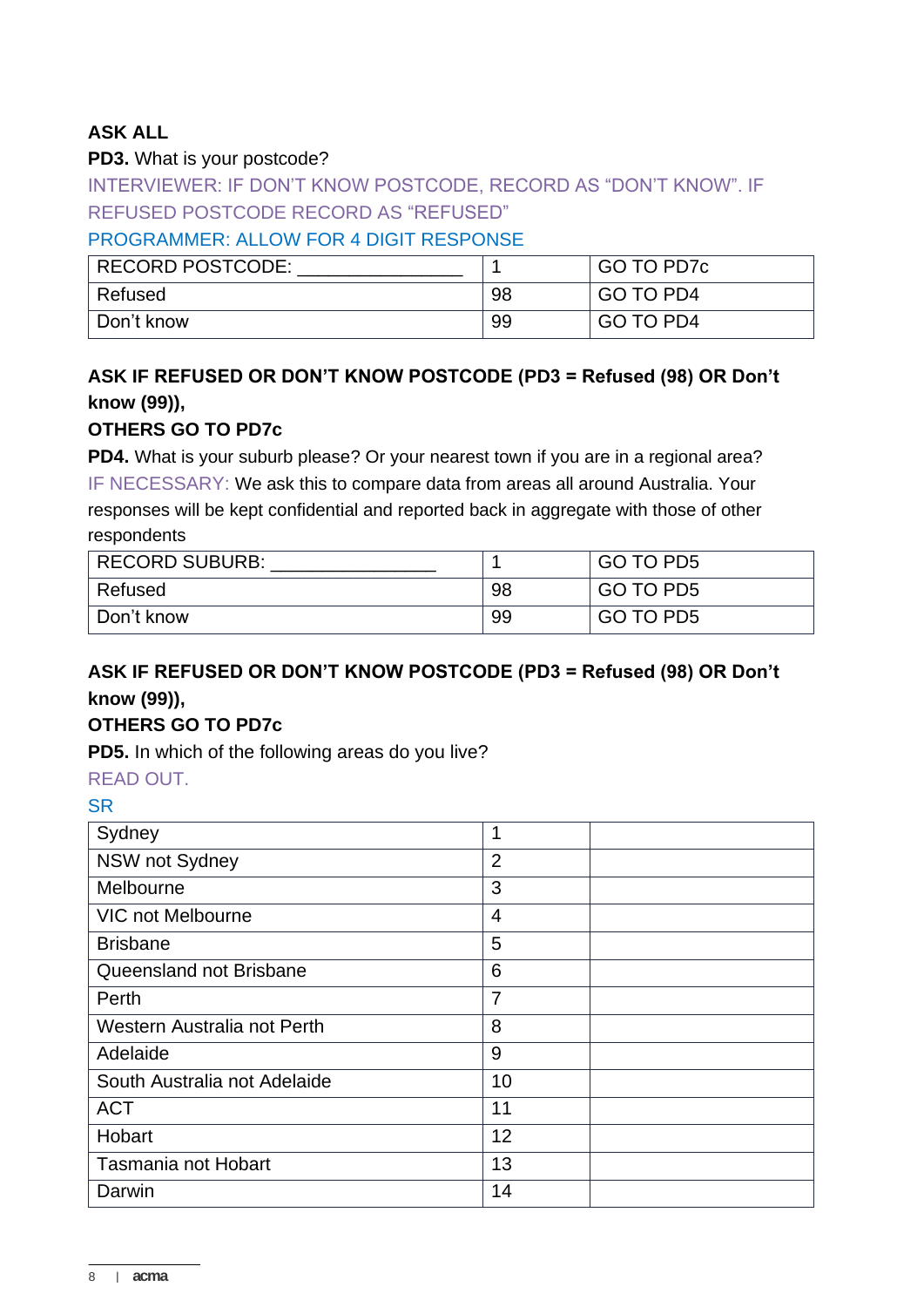**ASK ALL**

**PD3.** What is your postcode?

INTERVIEWER: IF DON'T KNOW POSTCODE, RECORD AS "DON'T KNOW". IF REFUSED POSTCODE RECORD AS "REFUSED"

PROGRAMMER: ALLOW FOR 4 DIGIT RESPONSE

| RECORD POSTCODE: _______________ | 1 | GO TO PD7c |
|---|---|---|
| Refused | 98 | GO TO PD4 |
| Don't know | 99 | GO TO PD4 |

**ASK IF REFUSED OR DON'T KNOW POSTCODE (PD3 = Refused (98) OR Don't know (99)),**

**OTHERS GO TO PD7c**

**PD4.** What is your suburb please? Or your nearest town if you are in a regional area?

IF NECESSARY: We ask this to compare data from areas all around Australia. Your responses will be kept confidential and reported back in aggregate with those of other respondents

| RECORD SUBURB: _______________ | 1 | GO TO PD5 |
|---|---|---|
| Refused | 98 | GO TO PD5 |
| Don't know | 99 | GO TO PD5 |

**ASK IF REFUSED OR DON'T KNOW POSTCODE (PD3 = Refused (98) OR Don't know (99)),**

**OTHERS GO TO PD7c**

**PD5.** In which of the following areas do you live?

READ OUT.

SR

| Sydney | 1 | |
|---|---|---|
| NSW not Sydney | 2 | |
| Melbourne | 3 | |
| VIC not Melbourne | 4 | |
| Brisbane | 5 | |
| Queensland not Brisbane | 6 | |
| Perth | 7 | |
| Western Australia not Perth | 8 | |
| Adelaide | 9 | |
| South Australia not Adelaide | 10 | |
| ACT | 11 | |
| Hobart | 12 | |
| Tasmania not Hobart | 13 | |
| Darwin | 14 | |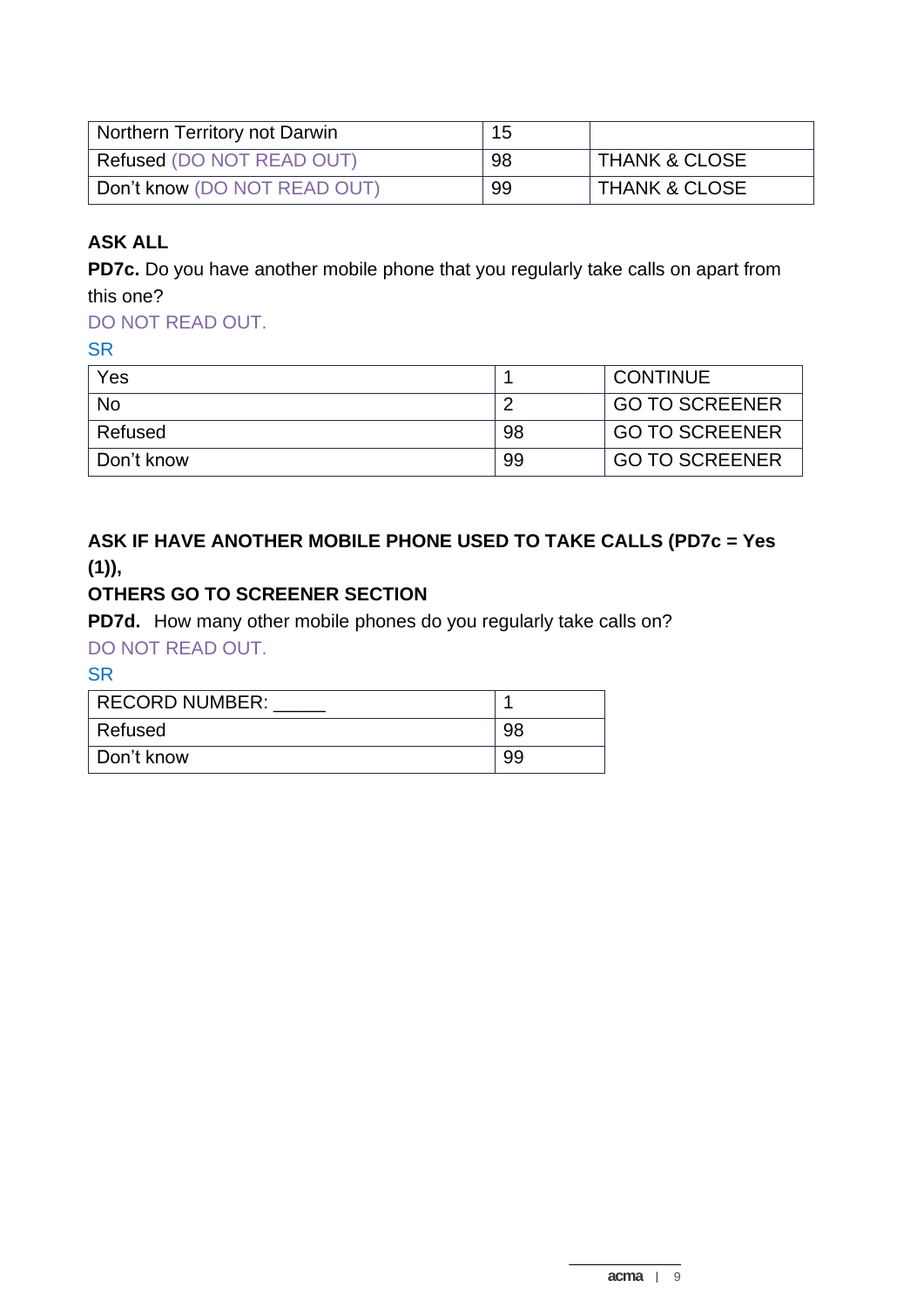| Northern Territory not Darwin | 15 | |
|---|---|---|
| Refused (DO NOT READ OUT) | 98 | THANK & CLOSE |
| Don't know (DO NOT READ OUT) | 99 | THANK & CLOSE |

**ASK ALL**

**PD7c.** Do you have another mobile phone that you regularly take calls on apart from this one?

DO NOT READ OUT.

SR

| Yes | 1 | CONTINUE |
|---|---|---|
| No | 2 | GO TO SCREENER |
| Refused | 98 | GO TO SCREENER |
| Don't know | 99 | GO TO SCREENER |

**ASK IF HAVE ANOTHER MOBILE PHONE USED TO TAKE CALLS (PD7c = Yes (1)),**

**OTHERS GO TO SCREENER SECTION**

**PD7d.** How many other mobile phones do you regularly take calls on?

DO NOT READ OUT.

SR

| RECORD NUMBER: _____ | 1 |
|---|---|
| Refused | 98 |
| Don't know | 99 |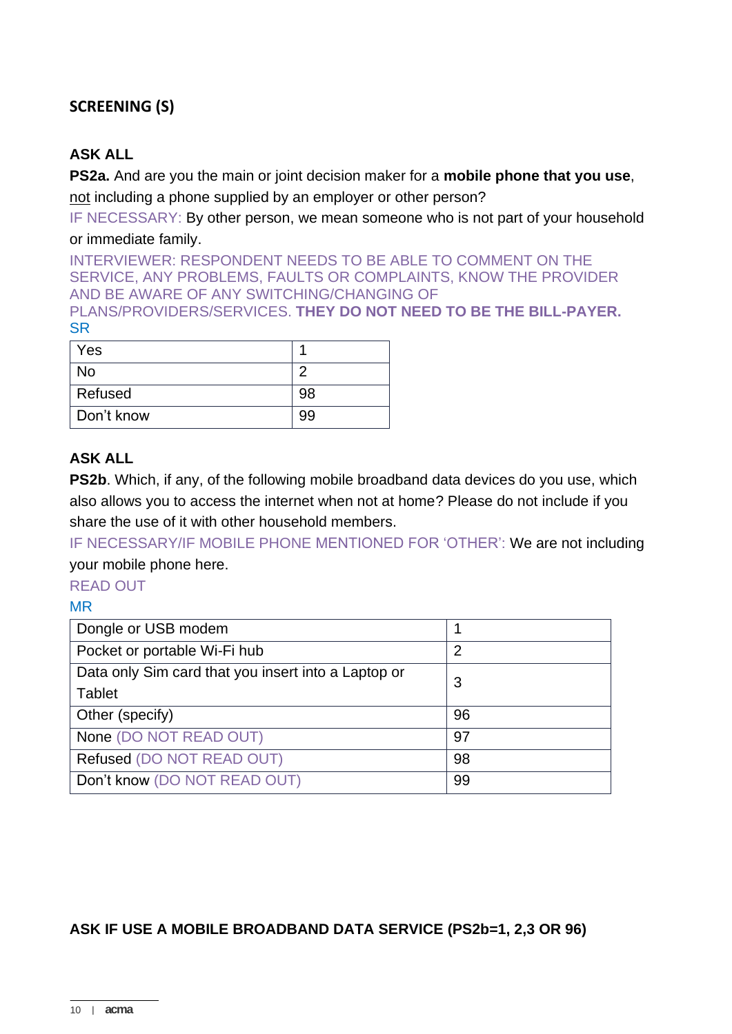## SCREENING (S)

**ASK ALL**

**PS2a.** And are you the main or joint decision maker for a **mobile phone that you use**, not including a phone supplied by an employer or other person?

IF NECESSARY: By other person, we mean someone who is not part of your household or immediate family.

INTERVIEWER: RESPONDENT NEEDS TO BE ABLE TO COMMENT ON THE SERVICE, ANY PROBLEMS, FAULTS OR COMPLAINTS, KNOW THE PROVIDER AND BE AWARE OF ANY SWITCHING/CHANGING OF PLANS/PROVIDERS/SERVICES. **THEY DO NOT NEED TO BE THE BILL-PAYER.**

SR

| | |
|---|---|
| Yes | 1 |
| No | 2 |
| Refused | 98 |
| Don't know | 99 |

**ASK ALL**

**PS2b**. Which, if any, of the following mobile broadband data devices do you use, which also allows you to access the internet when not at home? Please do not include if you share the use of it with other household members.

IF NECESSARY/IF MOBILE PHONE MENTIONED FOR 'OTHER': We are not including your mobile phone here.

READ OUT

MR

| | |
|---|---|
| Dongle or USB modem | 1 |
| Pocket or portable Wi-Fi hub | 2 |
| Data only Sim card that you insert into a Laptop or Tablet | 3 |
| Other (specify) | 96 |
| None (DO NOT READ OUT) | 97 |
| Refused (DO NOT READ OUT) | 98 |
| Don't know (DO NOT READ OUT) | 99 |

**ASK IF USE A MOBILE BROADBAND DATA SERVICE (PS2b=1, 2,3 OR 96)**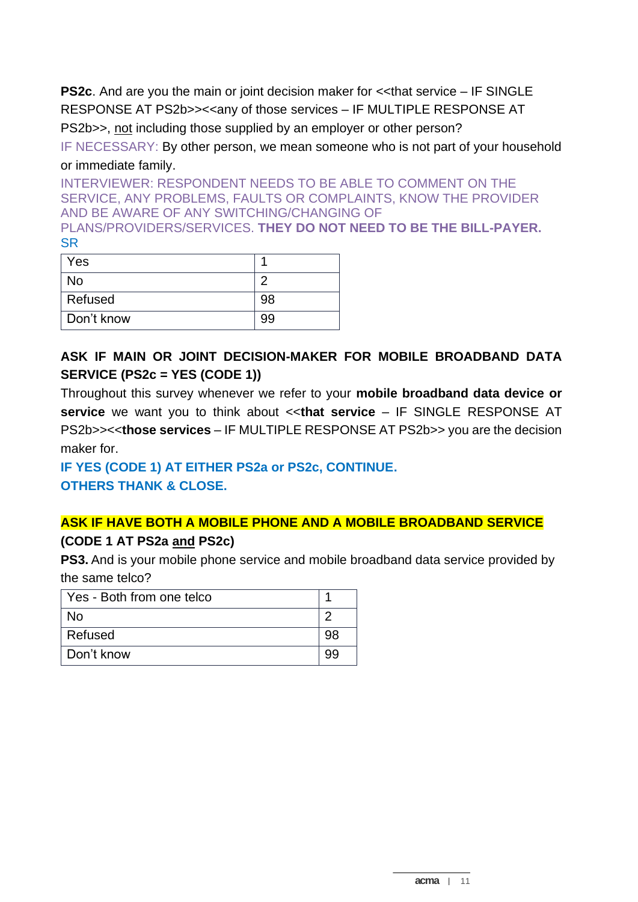**PS2c**. And are you the main or joint decision maker for <<that service – IF SINGLE RESPONSE AT PS2b>><<any of those services – IF MULTIPLE RESPONSE AT PS2b>>, not including those supplied by an employer or other person?

IF NECESSARY: By other person, we mean someone who is not part of your household or immediate family.

INTERVIEWER: RESPONDENT NEEDS TO BE ABLE TO COMMENT ON THE SERVICE, ANY PROBLEMS, FAULTS OR COMPLAINTS, KNOW THE PROVIDER AND BE AWARE OF ANY SWITCHING/CHANGING OF PLANS/PROVIDERS/SERVICES. **THEY DO NOT NEED TO BE THE BILL-PAYER.**
SR

| Yes | 1 |
|---|---|
| No | 2 |
| Refused | 98 |
| Don't know | 99 |

**ASK IF MAIN OR JOINT DECISION-MAKER FOR MOBILE BROADBAND DATA SERVICE (PS2c = YES (CODE 1))**

Throughout this survey whenever we refer to your **mobile broadband data device or service** we want you to think about <<**that service** – IF SINGLE RESPONSE AT PS2b>><<**those services** – IF MULTIPLE RESPONSE AT PS2b>> you are the decision maker for.

**IF YES (CODE 1) AT EITHER PS2a or PS2c, CONTINUE.**
**OTHERS THANK & CLOSE.**

**ASK IF HAVE BOTH A MOBILE PHONE AND A MOBILE BROADBAND SERVICE (CODE 1 AT PS2a and PS2c)**

**PS3.** And is your mobile phone service and mobile broadband data service provided by the same telco?

| Yes - Both from one telco | 1 |
|---|---|
| No | 2 |
| Refused | 98 |
| Don't know | 99 |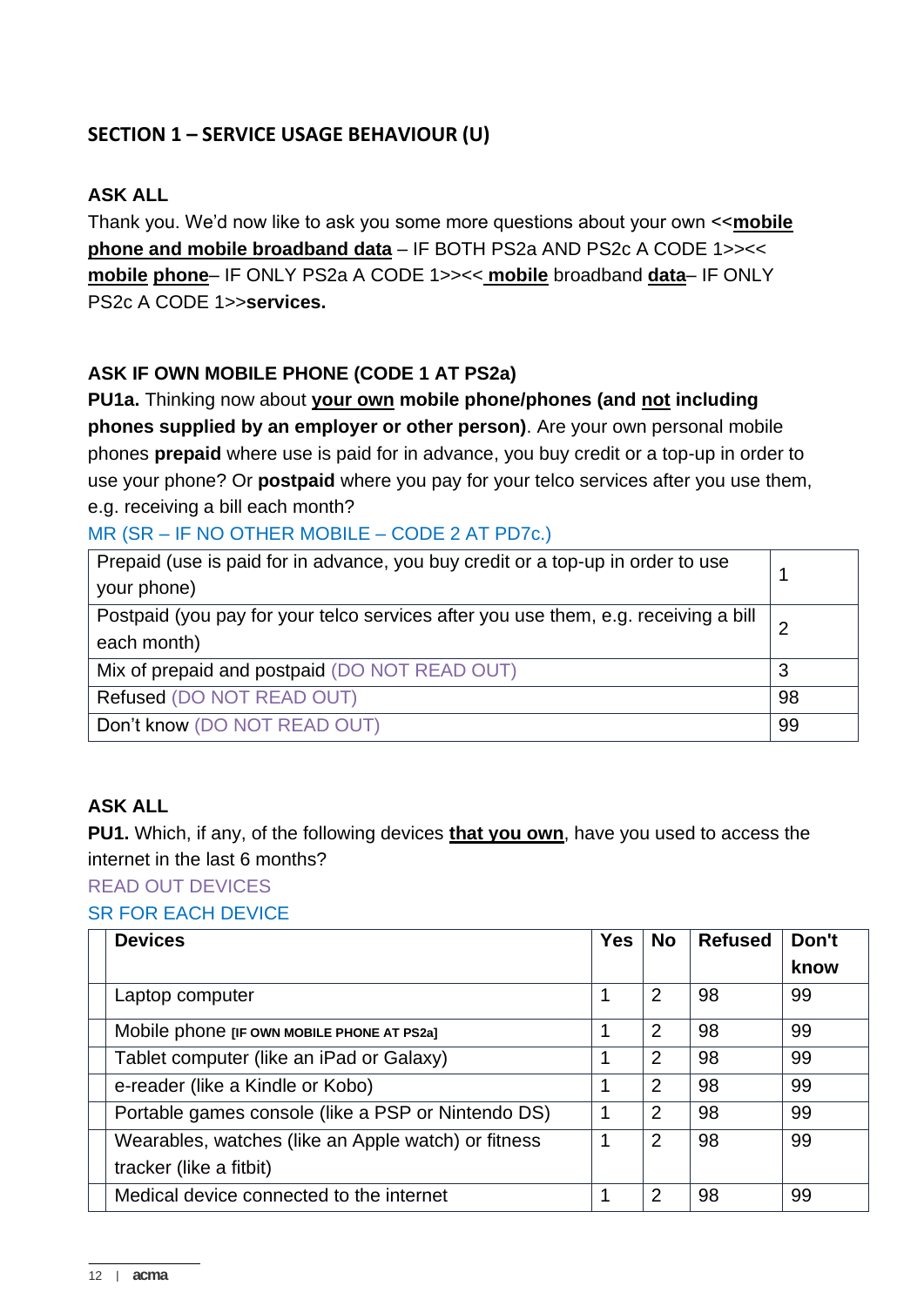## SECTION 1 – SERVICE USAGE BEHAVIOUR (U)

**ASK ALL**

Thank you. We'd now like to ask you some more questions about your own <<**mobile phone and mobile broadband data** – IF BOTH PS2a AND PS2c A CODE 1>><< **mobile phone**– IF ONLY PS2a A CODE 1>><< **mobile** broadband **data**– IF ONLY PS2c A CODE 1>>**services.**

**ASK IF OWN MOBILE PHONE (CODE 1 AT PS2a)**

**PU1a.** Thinking now about **your own mobile phone/phones (and not including phones supplied by an employer or other person)**. Are your own personal mobile phones **prepaid** where use is paid for in advance, you buy credit or a top-up in order to use your phone? Or **postpaid** where you pay for your telco services after you use them, e.g. receiving a bill each month?

MR (SR – IF NO OTHER MOBILE – CODE 2 AT PD7c.)

| | |
|---|---|
| Prepaid (use is paid for in advance, you buy credit or a top-up in order to use your phone) | 1 |
| Postpaid (you pay for your telco services after you use them, e.g. receiving a bill each month) | 2 |
| Mix of prepaid and postpaid (DO NOT READ OUT) | 3 |
| Refused (DO NOT READ OUT) | 98 |
| Don't know (DO NOT READ OUT) | 99 |

**ASK ALL**

**PU1.** Which, if any, of the following devices **that you own**, have you used to access the internet in the last 6 months?

READ OUT DEVICES

SR FOR EACH DEVICE

| | Devices | Yes | No | Refused | Don't know |
|---|---|---|---|---|---|
| | Laptop computer | 1 | 2 | 98 | 99 |
| | Mobile phone [IF OWN MOBILE PHONE AT PS2a] | 1 | 2 | 98 | 99 |
| | Tablet computer (like an iPad or Galaxy) | 1 | 2 | 98 | 99 |
| | e-reader (like a Kindle or Kobo) | 1 | 2 | 98 | 99 |
| | Portable games console (like a PSP or Nintendo DS) | 1 | 2 | 98 | 99 |
| | Wearables, watches (like an Apple watch) or fitness tracker (like a fitbit) | 1 | 2 | 98 | 99 |
| | Medical device connected to the internet | 1 | 2 | 98 | 99 |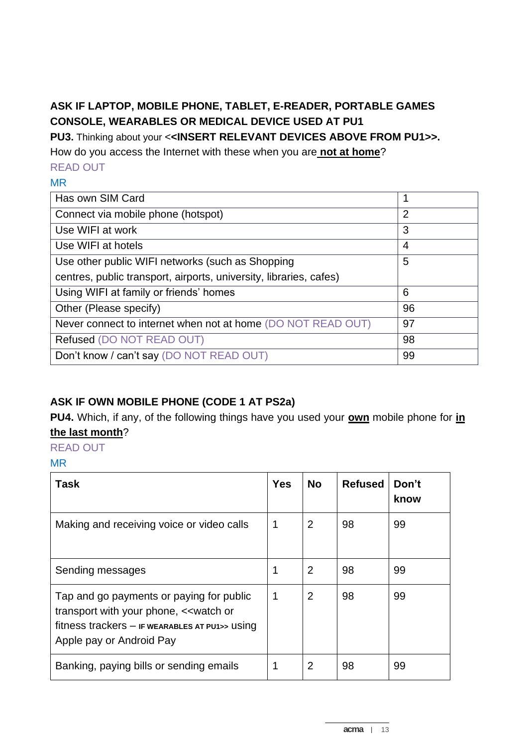**ASK IF LAPTOP, MOBILE PHONE, TABLET, E-READER, PORTABLE GAMES CONSOLE, WEARABLES OR MEDICAL DEVICE USED AT PU1**

**PU3.** Thinking about your <<**INSERT RELEVANT DEVICES ABOVE FROM PU1>>.** How do you access the Internet with these when you are **not at home**?

READ OUT

MR

| | |
|---|---|
| Has own SIM Card | 1 |
| Connect via mobile phone (hotspot) | 2 |
| Use WIFI at work | 3 |
| Use WIFI at hotels | 4 |
| Use other public WIFI networks (such as Shopping centres, public transport, airports, university, libraries, cafes) | 5 |
| Using WIFI at family or friends' homes | 6 |
| Other (Please specify) | 96 |
| Never connect to internet when not at home (DO NOT READ OUT) | 97 |
| Refused (DO NOT READ OUT) | 98 |
| Don't know / can't say (DO NOT READ OUT) | 99 |

**ASK IF OWN MOBILE PHONE (CODE 1 AT PS2a)**

**PU4.** Which, if any, of the following things have you used your **own** mobile phone for **in the last month**?

READ OUT

MR

| Task | Yes | No | Refused | Don't know |
|---|---|---|---|---|
| Making and receiving voice or video calls | 1 | 2 | 98 | 99 |
| Sending messages | 1 | 2 | 98 | 99 |
| Tap and go payments or paying for public transport with your phone, <<watch or fitness trackers – IF WEARABLES AT PU1>> using Apple pay or Android Pay | 1 | 2 | 98 | 99 |
| Banking, paying bills or sending emails | 1 | 2 | 98 | 99 |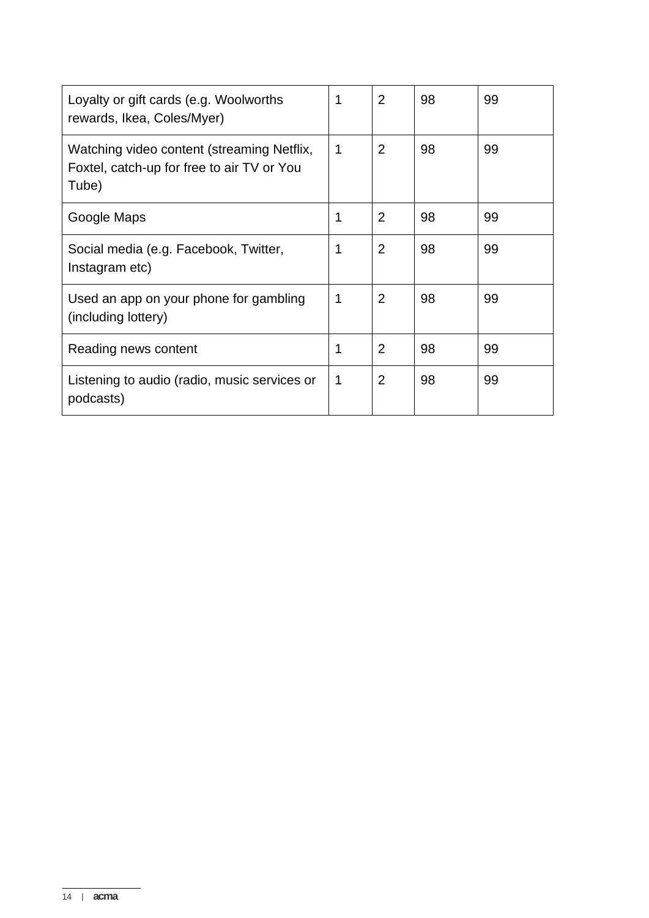| | | | | |
|---|---|---|---|---|
| Loyalty or gift cards (e.g. Woolworths rewards, Ikea, Coles/Myer) | 1 | 2 | 98 | 99 |
| Watching video content (streaming Netflix, Foxtel, catch-up for free to air TV or You Tube) | 1 | 2 | 98 | 99 |
| Google Maps | 1 | 2 | 98 | 99 |
| Social media (e.g. Facebook, Twitter, Instagram etc) | 1 | 2 | 98 | 99 |
| Used an app on your phone for gambling (including lottery) | 1 | 2 | 98 | 99 |
| Reading news content | 1 | 2 | 98 | 99 |
| Listening to audio (radio, music services or podcasts) | 1 | 2 | 98 | 99 |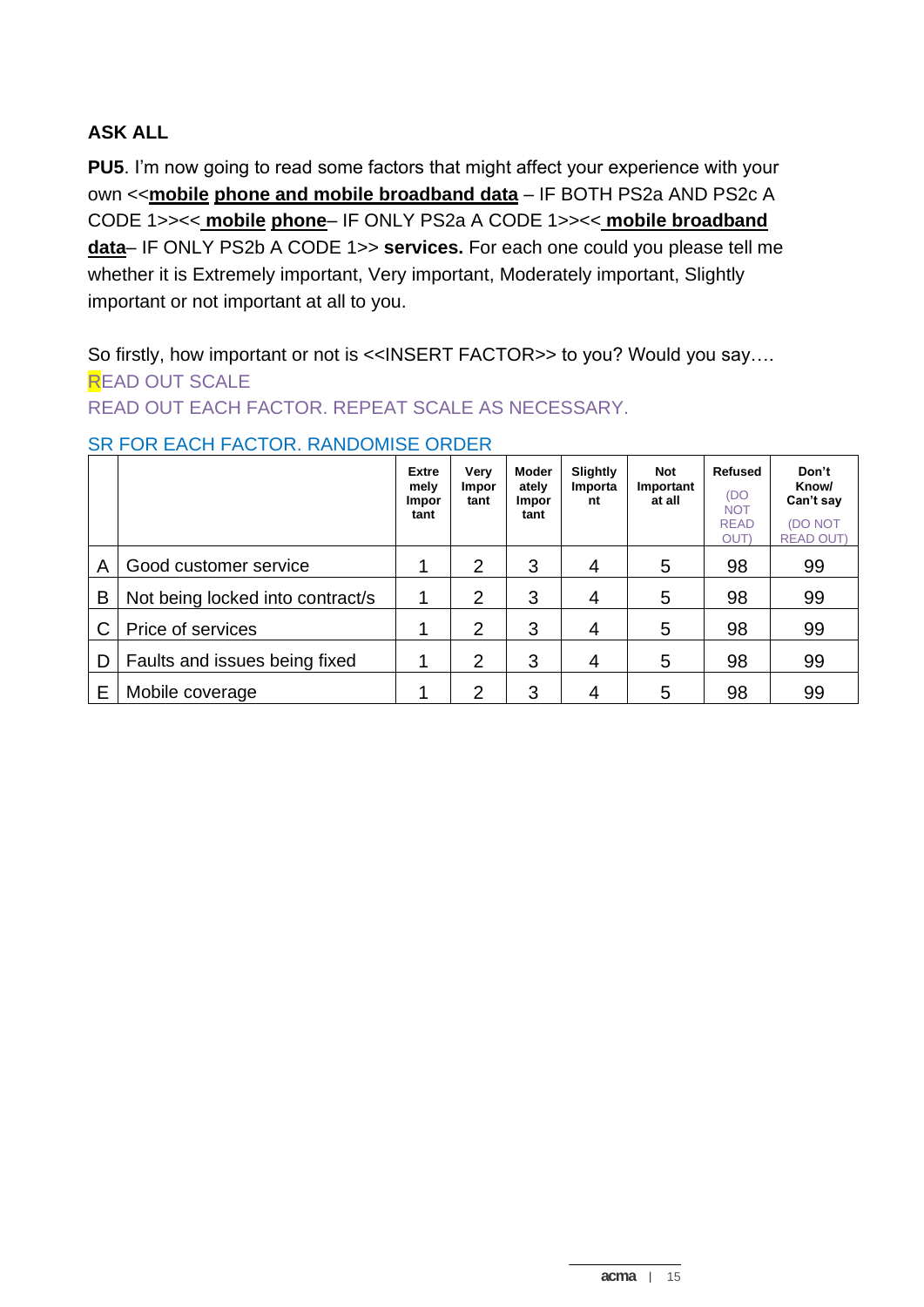**ASK ALL**

**PU5**. I'm now going to read some factors that might affect your experience with your own <<**mobile phone and mobile broadband data** – IF BOTH PS2a AND PS2c A CODE 1>><< **mobile phone**– IF ONLY PS2a A CODE 1>><< **mobile broadband data**– IF ONLY PS2b A CODE 1>> **services.** For each one could you please tell me whether it is Extremely important, Very important, Moderately important, Slightly important or not important at all to you.

So firstly, how important or not is <<INSERT FACTOR>> to you? Would you say….

READ OUT SCALE

READ OUT EACH FACTOR. REPEAT SCALE AS NECESSARY.

SR FOR EACH FACTOR. RANDOMISE ORDER

| | | Extremely Important | Very Important | Moderately Important | Slightly Important | Not Important at all | Refused (DO NOT READ OUT) | Don't Know/ Can't say (DO NOT READ OUT) |
|---|---|---|---|---|---|---|---|---|
| A | Good customer service | 1 | 2 | 3 | 4 | 5 | 98 | 99 |
| B | Not being locked into contract/s | 1 | 2 | 3 | 4 | 5 | 98 | 99 |
| C | Price of services | 1 | 2 | 3 | 4 | 5 | 98 | 99 |
| D | Faults and issues being fixed | 1 | 2 | 3 | 4 | 5 | 98 | 99 |
| E | Mobile coverage | 1 | 2 | 3 | 4 | 5 | 98 | 99 |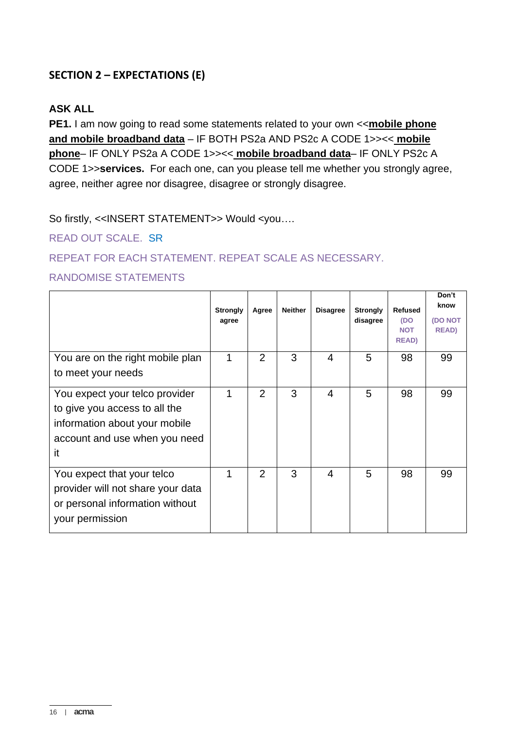## SECTION 2 – EXPECTATIONS (E)

**ASK ALL**

**PE1.** I am now going to read some statements related to your own <<**mobile phone and mobile broadband data** – IF BOTH PS2a AND PS2c A CODE 1>><< **mobile phone**– IF ONLY PS2a A CODE 1>><< **mobile broadband data**– IF ONLY PS2c A CODE 1>>**services.** For each one, can you please tell me whether you strongly agree, agree, neither agree nor disagree, disagree or strongly disagree.

So firstly, <<INSERT STATEMENT>> Would <you….

READ OUT SCALE. SR

REPEAT FOR EACH STATEMENT. REPEAT SCALE AS NECESSARY.

RANDOMISE STATEMENTS

| | Strongly agree | Agree | Neither | Disagree | Strongly disagree | Refused (DO NOT READ) | Don't know (DO NOT READ) |
|---|---|---|---|---|---|---|---|
| You are on the right mobile plan to meet your needs | 1 | 2 | 3 | 4 | 5 | 98 | 99 |
| You expect your telco provider to give you access to all the information about your mobile account and use when you need it | 1 | 2 | 3 | 4 | 5 | 98 | 99 |
| You expect that your telco provider will not share your data or personal information without your permission | 1 | 2 | 3 | 4 | 5 | 98 | 99 |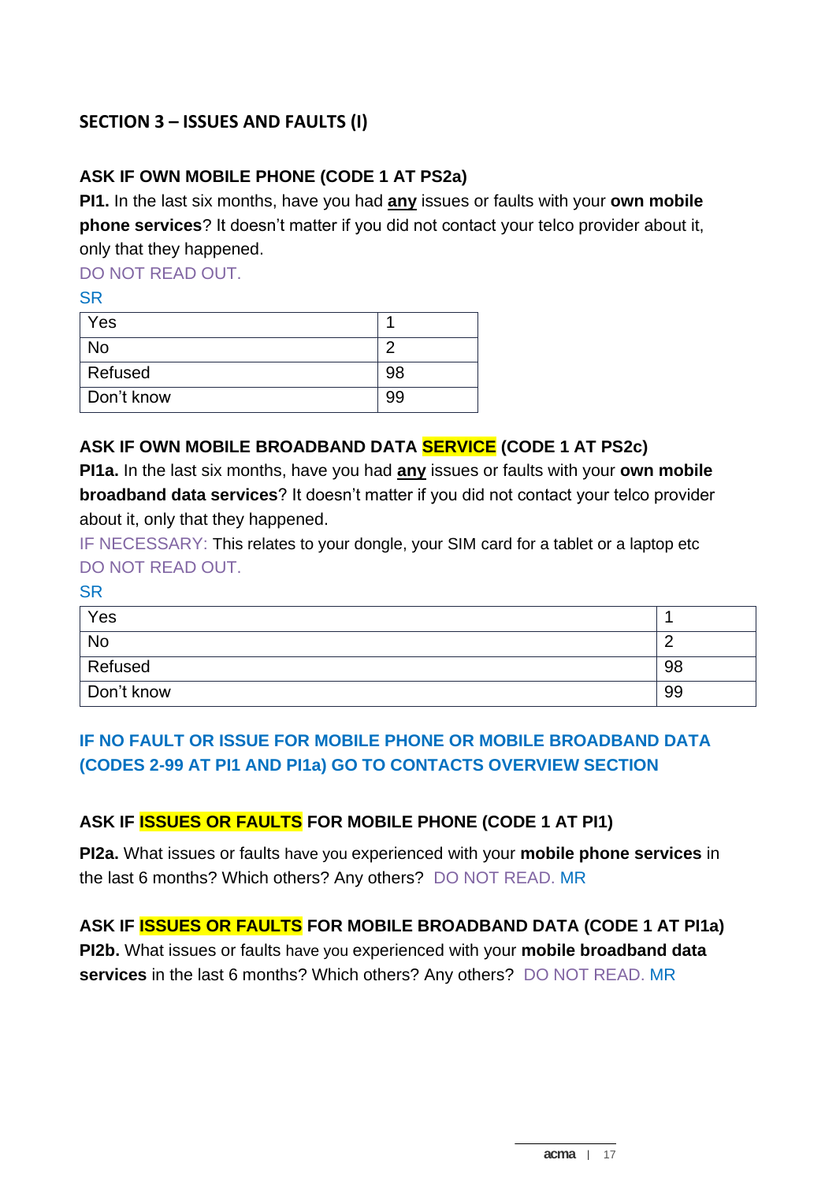## SECTION 3 – ISSUES AND FAULTS (I)

**ASK IF OWN MOBILE PHONE (CODE 1 AT PS2a)**

**PI1.** In the last six months, have you had **any** issues or faults with your **own mobile phone services**? It doesn't matter if you did not contact your telco provider about it, only that they happened.

DO NOT READ OUT.

SR

| | |
|---|---|
| Yes | 1 |
| No | 2 |
| Refused | 98 |
| Don't know | 99 |

**ASK IF OWN MOBILE BROADBAND DATA SERVICE (CODE 1 AT PS2c)**

**PI1a.** In the last six months, have you had **any** issues or faults with your **own mobile broadband data services**? It doesn't matter if you did not contact your telco provider about it, only that they happened.

IF NECESSARY: This relates to your dongle, your SIM card for a tablet or a laptop etc

DO NOT READ OUT.

SR

| | |
|---|---|
| Yes | 1 |
| No | 2 |
| Refused | 98 |
| Don't know | 99 |

**IF NO FAULT OR ISSUE FOR MOBILE PHONE OR MOBILE BROADBAND DATA (CODES 2-99 AT PI1 AND PI1a) GO TO CONTACTS OVERVIEW SECTION**

**ASK IF ISSUES OR FAULTS FOR MOBILE PHONE (CODE 1 AT PI1)**

**PI2a.** What issues or faults have you experienced with your **mobile phone services** in the last 6 months? Which others? Any others? DO NOT READ. MR

**ASK IF ISSUES OR FAULTS FOR MOBILE BROADBAND DATA (CODE 1 AT PI1a)**

**PI2b.** What issues or faults have you experienced with your **mobile broadband data services** in the last 6 months? Which others? Any others? DO NOT READ. MR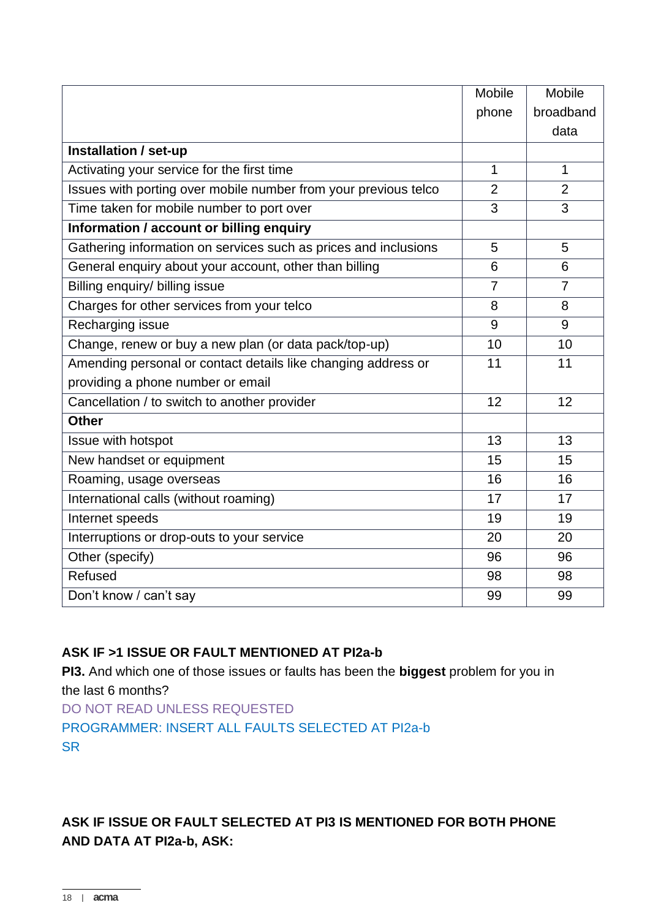| | Mobile phone | Mobile broadband data |
|---|---|---|
| **Installation / set-up** | | |
| Activating your service for the first time | 1 | 1 |
| Issues with porting over mobile number from your previous telco | 2 | 2 |
| Time taken for mobile number to port over | 3 | 3 |
| **Information / account or billing enquiry** | | |
| Gathering information on services such as prices and inclusions | 5 | 5 |
| General enquiry about your account, other than billing | 6 | 6 |
| Billing enquiry/ billing issue | 7 | 7 |
| Charges for other services from your telco | 8 | 8 |
| Recharging issue | 9 | 9 |
| Change, renew or buy a new plan (or data pack/top-up) | 10 | 10 |
| Amending personal or contact details like changing address or providing a phone number or email | 11 | 11 |
| Cancellation / to switch to another provider | 12 | 12 |
| **Other** | | |
| Issue with hotspot | 13 | 13 |
| New handset or equipment | 15 | 15 |
| Roaming, usage overseas | 16 | 16 |
| International calls (without roaming) | 17 | 17 |
| Internet speeds | 19 | 19 |
| Interruptions or drop-outs to your service | 20 | 20 |
| Other (specify) | 96 | 96 |
| Refused | 98 | 98 |
| Don't know / can't say | 99 | 99 |

**ASK IF >1 ISSUE OR FAULT MENTIONED AT PI2a-b**

**PI3.** And which one of those issues or faults has been the **biggest** problem for you in the last 6 months?

DO NOT READ UNLESS REQUESTED

PROGRAMMER: INSERT ALL FAULTS SELECTED AT PI2a-b

SR

**ASK IF ISSUE OR FAULT SELECTED AT PI3 IS MENTIONED FOR BOTH PHONE AND DATA AT PI2a-b, ASK:**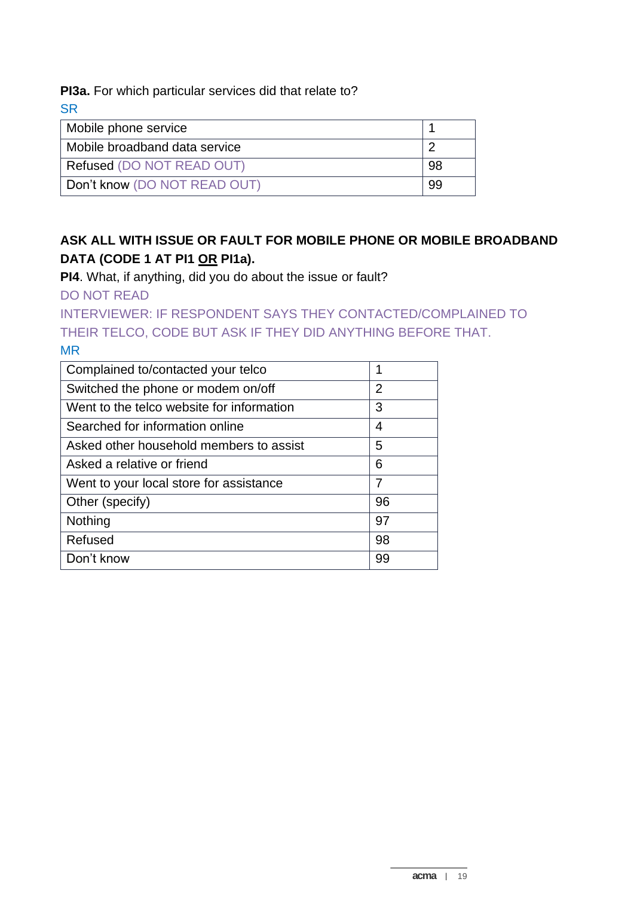**PI3a.** For which particular services did that relate to?

SR

| | |
|---|---|
| Mobile phone service | 1 |
| Mobile broadband data service | 2 |
| Refused (DO NOT READ OUT) | 98 |
| Don't know (DO NOT READ OUT) | 99 |

**ASK ALL WITH ISSUE OR FAULT FOR MOBILE PHONE OR MOBILE BROADBAND DATA (CODE 1 AT PI1 <u>OR</u> PI1a).**

**PI4**. What, if anything, did you do about the issue or fault?

DO NOT READ

INTERVIEWER: IF RESPONDENT SAYS THEY CONTACTED/COMPLAINED TO THEIR TELCO, CODE BUT ASK IF THEY DID ANYTHING BEFORE THAT.

MR

| | |
|---|---|
| Complained to/contacted your telco | 1 |
| Switched the phone or modem on/off | 2 |
| Went to the telco website for information | 3 |
| Searched for information online | 4 |
| Asked other household members to assist | 5 |
| Asked a relative or friend | 6 |
| Went to your local store for assistance | 7 |
| Other (specify) | 96 |
| Nothing | 97 |
| Refused | 98 |
| Don't know | 99 |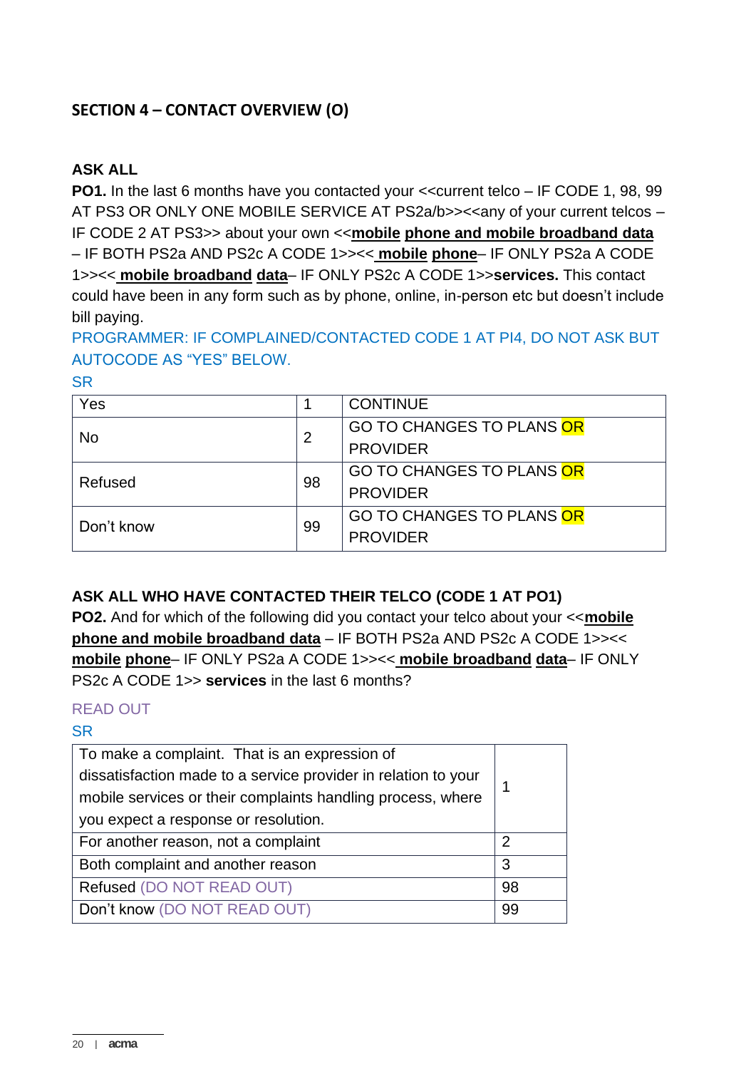## SECTION 4 – CONTACT OVERVIEW (O)

**ASK ALL**

**PO1.** In the last 6 months have you contacted your <<current telco – IF CODE 1, 98, 99 AT PS3 OR ONLY ONE MOBILE SERVICE AT PS2a/b>><<any of your current telcos – IF CODE 2 AT PS3>> about your own <<**mobile phone and mobile broadband data** – IF BOTH PS2a AND PS2c A CODE 1>><< **mobile phone**– IF ONLY PS2a A CODE 1>><< **mobile broadband data**– IF ONLY PS2c A CODE 1>>**services.** This contact could have been in any form such as by phone, online, in-person etc but doesn't include bill paying.

PROGRAMMER: IF COMPLAINED/CONTACTED CODE 1 AT PI4, DO NOT ASK BUT AUTOCODE AS "YES" BELOW.

SR

| Yes | 1 | CONTINUE |
|---|---|---|
| No | 2 | GO TO CHANGES TO PLANS OR PROVIDER |
| Refused | 98 | GO TO CHANGES TO PLANS OR PROVIDER |
| Don't know | 99 | GO TO CHANGES TO PLANS OR PROVIDER |

**ASK ALL WHO HAVE CONTACTED THEIR TELCO (CODE 1 AT PO1)**

**PO2.** And for which of the following did you contact your telco about your <<**mobile phone and mobile broadband data** – IF BOTH PS2a AND PS2c A CODE 1>><< **mobile phone**– IF ONLY PS2a A CODE 1>><< **mobile broadband data**– IF ONLY PS2c A CODE 1>> **services** in the last 6 months?

READ OUT

SR

| To make a complaint. That is an expression of dissatisfaction made to a service provider in relation to your mobile services or their complaints handling process, where you expect a response or resolution. | 1 |
|---|---|
| For another reason, not a complaint | 2 |
| Both complaint and another reason | 3 |
| Refused (DO NOT READ OUT) | 98 |
| Don't know (DO NOT READ OUT) | 99 |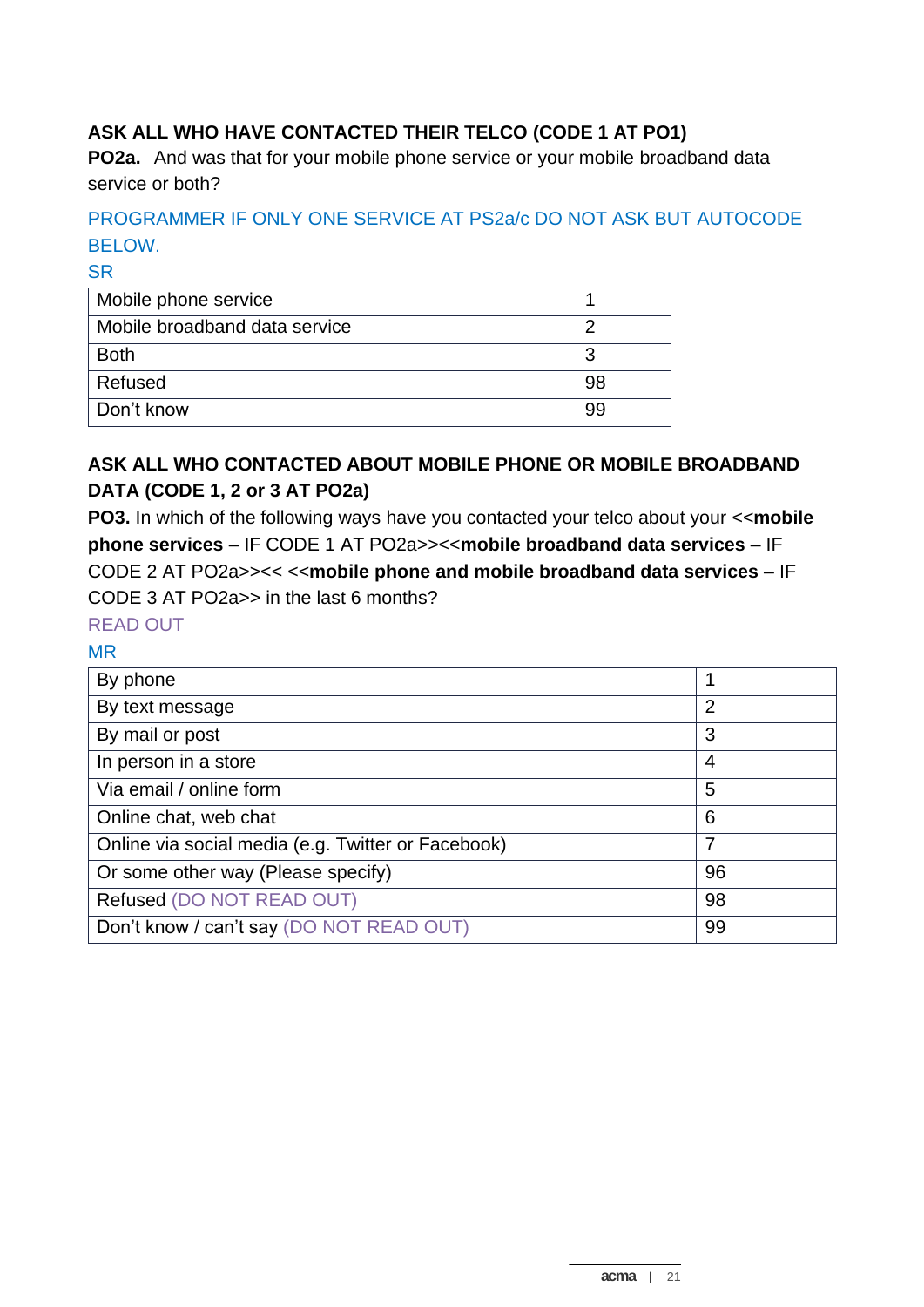**ASK ALL WHO HAVE CONTACTED THEIR TELCO (CODE 1 AT PO1)**

**PO2a.** And was that for your mobile phone service or your mobile broadband data service or both?

PROGRAMMER IF ONLY ONE SERVICE AT PS2a/c DO NOT ASK BUT AUTOCODE BELOW.

SR

| Mobile phone service | 1 |
|---|---|
| Mobile broadband data service | 2 |
| Both | 3 |
| Refused | 98 |
| Don't know | 99 |

**ASK ALL WHO CONTACTED ABOUT MOBILE PHONE OR MOBILE BROADBAND DATA (CODE 1, 2 or 3 AT PO2a)**

**PO3.** In which of the following ways have you contacted your telco about your <<**mobile phone services** – IF CODE 1 AT PO2a>><<**mobile broadband data services** – IF CODE 2 AT PO2a>><< <<**mobile phone and mobile broadband data services** – IF CODE 3 AT PO2a>> in the last 6 months?

READ OUT

MR

| By phone | 1 |
|---|---|
| By text message | 2 |
| By mail or post | 3 |
| In person in a store | 4 |
| Via email / online form | 5 |
| Online chat, web chat | 6 |
| Online via social media (e.g. Twitter or Facebook) | 7 |
| Or some other way (Please specify) | 96 |
| Refused (DO NOT READ OUT) | 98 |
| Don't know / can't say (DO NOT READ OUT) | 99 |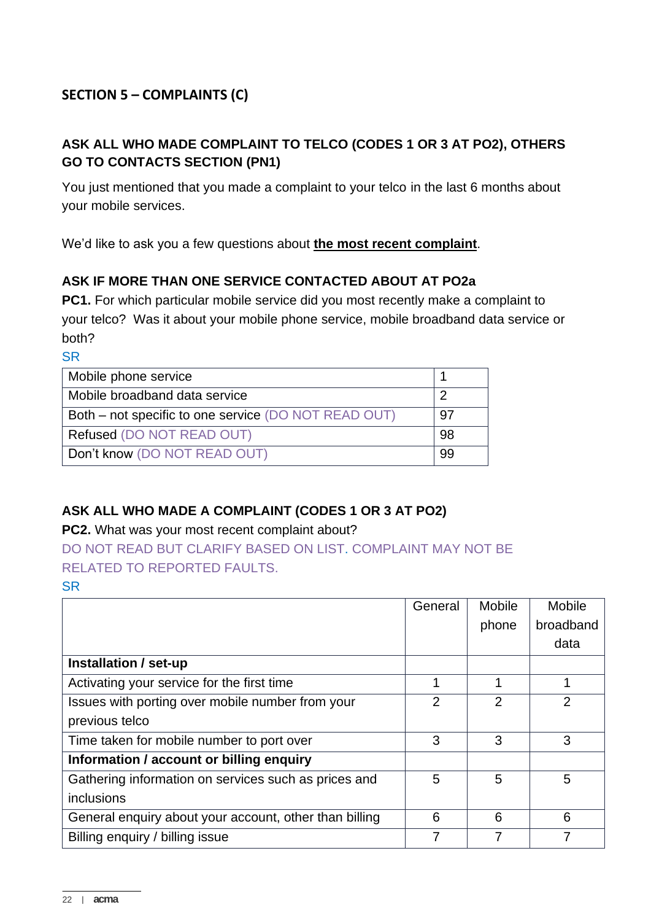## SECTION 5 – COMPLAINTS (C)

**ASK ALL WHO MADE COMPLAINT TO TELCO (CODES 1 OR 3 AT PO2), OTHERS GO TO CONTACTS SECTION (PN1)**

You just mentioned that you made a complaint to your telco in the last 6 months about your mobile services.

We'd like to ask you a few questions about **the most recent complaint**.

**ASK IF MORE THAN ONE SERVICE CONTACTED ABOUT AT PO2a**

**PC1.** For which particular mobile service did you most recently make a complaint to your telco? Was it about your mobile phone service, mobile broadband data service or both?

SR

| | |
|---|---|
| Mobile phone service | 1 |
| Mobile broadband data service | 2 |
| Both – not specific to one service (DO NOT READ OUT) | 97 |
| Refused (DO NOT READ OUT) | 98 |
| Don't know (DO NOT READ OUT) | 99 |

**ASK ALL WHO MADE A COMPLAINT (CODES 1 OR 3 AT PO2)**

**PC2.** What was your most recent complaint about?

DO NOT READ BUT CLARIFY BASED ON LIST. COMPLAINT MAY NOT BE RELATED TO REPORTED FAULTS.

SR

| | General | Mobile phone | Mobile broadband data |
|---|---|---|---|
| **Installation / set-up** | | | |
| Activating your service for the first time | 1 | 1 | 1 |
| Issues with porting over mobile number from your previous telco | 2 | 2 | 2 |
| Time taken for mobile number to port over | 3 | 3 | 3 |
| **Information / account or billing enquiry** | | | |
| Gathering information on services such as prices and inclusions | 5 | 5 | 5 |
| General enquiry about your account, other than billing | 6 | 6 | 6 |
| Billing enquiry / billing issue | 7 | 7 | 7 |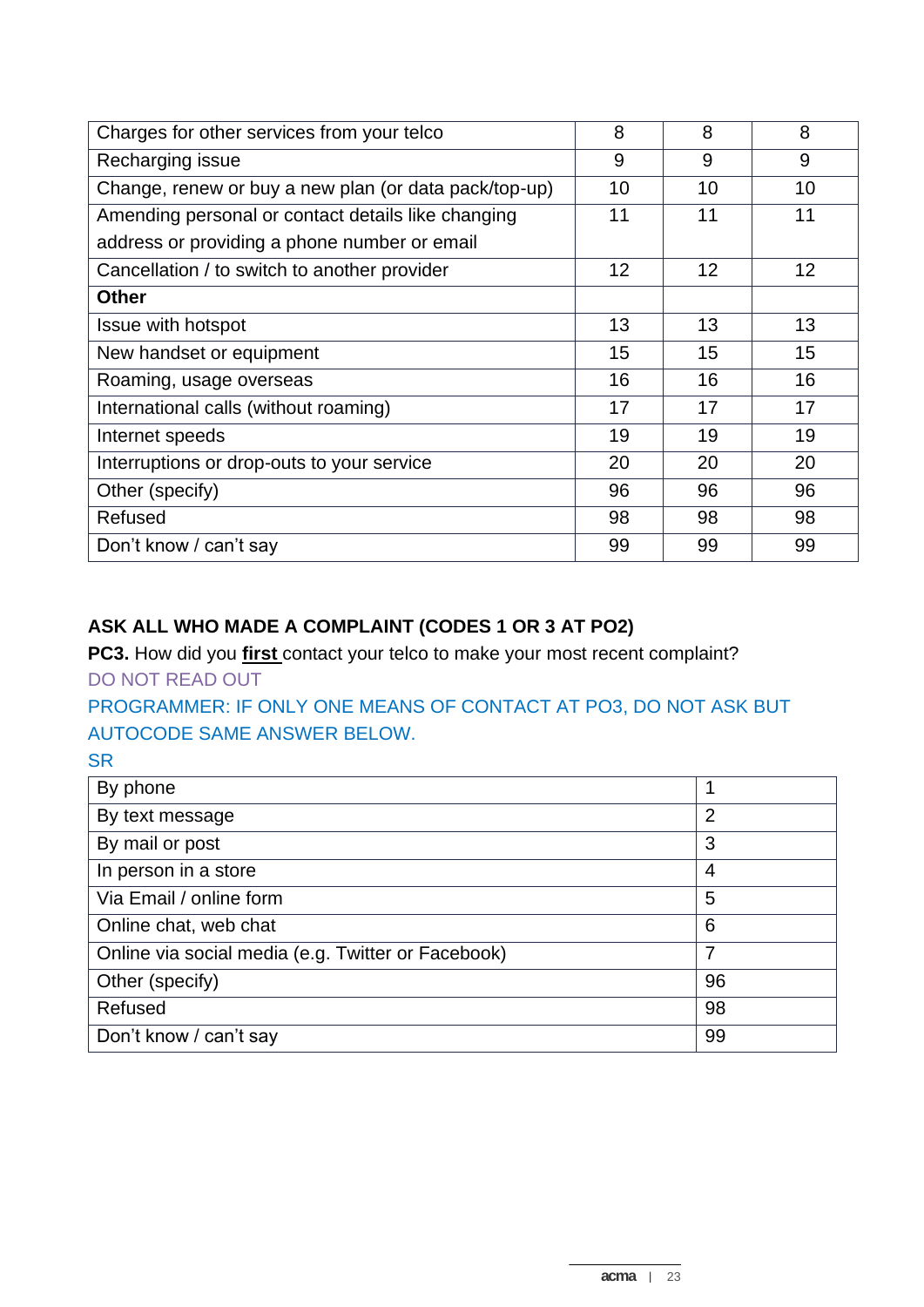| Charges for other services from your telco | 8 | 8 | 8 |
|---|---|---|---|
| Recharging issue | 9 | 9 | 9 |
| Change, renew or buy a new plan (or data pack/top-up) | 10 | 10 | 10 |
| Amending personal or contact details like changing address or providing a phone number or email | 11 | 11 | 11 |
| Cancellation / to switch to another provider | 12 | 12 | 12 |
| **Other** | | | |
| Issue with hotspot | 13 | 13 | 13 |
| New handset or equipment | 15 | 15 | 15 |
| Roaming, usage overseas | 16 | 16 | 16 |
| International calls (without roaming) | 17 | 17 | 17 |
| Internet speeds | 19 | 19 | 19 |
| Interruptions or drop-outs to your service | 20 | 20 | 20 |
| Other (specify) | 96 | 96 | 96 |
| Refused | 98 | 98 | 98 |
| Don't know / can't say | 99 | 99 | 99 |

**ASK ALL WHO MADE A COMPLAINT (CODES 1 OR 3 AT PO2)**

**PC3.** How did you **first** contact your telco to make your most recent complaint?

DO NOT READ OUT

PROGRAMMER: IF ONLY ONE MEANS OF CONTACT AT PO3, DO NOT ASK BUT AUTOCODE SAME ANSWER BELOW.

SR

| By phone | 1 |
|---|---|
| By text message | 2 |
| By mail or post | 3 |
| In person in a store | 4 |
| Via Email / online form | 5 |
| Online chat, web chat | 6 |
| Online via social media (e.g. Twitter or Facebook) | 7 |
| Other (specify) | 96 |
| Refused | 98 |
| Don't know / can't say | 99 |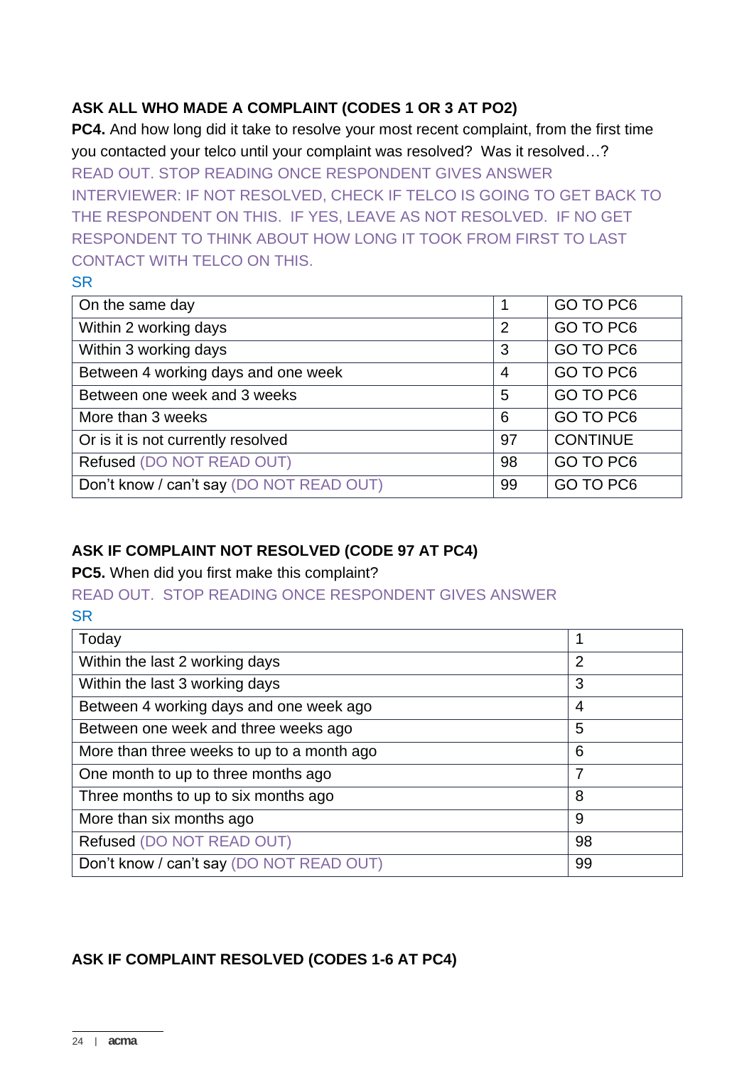**ASK ALL WHO MADE A COMPLAINT (CODES 1 OR 3 AT PO2)**

**PC4.** And how long did it take to resolve your most recent complaint, from the first time you contacted your telco until your complaint was resolved? Was it resolved…?

READ OUT. STOP READING ONCE RESPONDENT GIVES ANSWER

INTERVIEWER: IF NOT RESOLVED, CHECK IF TELCO IS GOING TO GET BACK TO THE RESPONDENT ON THIS. IF YES, LEAVE AS NOT RESOLVED. IF NO GET RESPONDENT TO THINK ABOUT HOW LONG IT TOOK FROM FIRST TO LAST CONTACT WITH TELCO ON THIS.

SR

| | | |
|---|---|---|
| On the same day | 1 | GO TO PC6 |
| Within 2 working days | 2 | GO TO PC6 |
| Within 3 working days | 3 | GO TO PC6 |
| Between 4 working days and one week | 4 | GO TO PC6 |
| Between one week and 3 weeks | 5 | GO TO PC6 |
| More than 3 weeks | 6 | GO TO PC6 |
| Or is it is not currently resolved | 97 | CONTINUE |
| Refused (DO NOT READ OUT) | 98 | GO TO PC6 |
| Don't know / can't say (DO NOT READ OUT) | 99 | GO TO PC6 |

**ASK IF COMPLAINT NOT RESOLVED (CODE 97 AT PC4)**

**PC5.** When did you first make this complaint?

READ OUT. STOP READING ONCE RESPONDENT GIVES ANSWER

SR

| | |
|---|---|
| Today | 1 |
| Within the last 2 working days | 2 |
| Within the last 3 working days | 3 |
| Between 4 working days and one week ago | 4 |
| Between one week and three weeks ago | 5 |
| More than three weeks to up to a month ago | 6 |
| One month to up to three months ago | 7 |
| Three months to up to six months ago | 8 |
| More than six months ago | 9 |
| Refused (DO NOT READ OUT) | 98 |
| Don't know / can't say (DO NOT READ OUT) | 99 |

**ASK IF COMPLAINT RESOLVED (CODES 1-6 AT PC4)**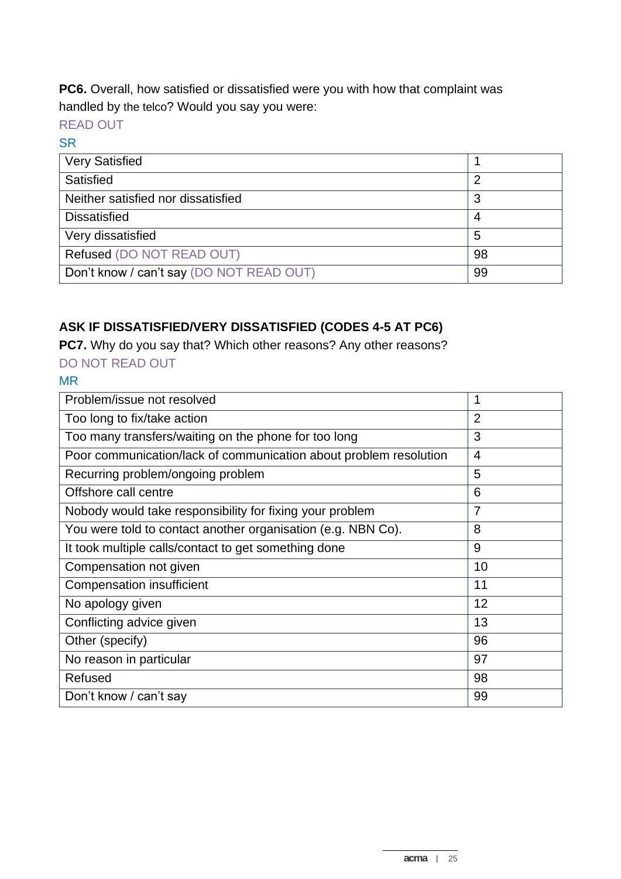**PC6.** Overall, how satisfied or dissatisfied were you with how that complaint was handled by the telco? Would you say you were:

READ OUT

SR

| | |
|---|---|
| Very Satisfied | 1 |
| Satisfied | 2 |
| Neither satisfied nor dissatisfied | 3 |
| Dissatisfied | 4 |
| Very dissatisfied | 5 |
| Refused (DO NOT READ OUT) | 98 |
| Don't know / can't say (DO NOT READ OUT) | 99 |

**ASK IF DISSATISFIED/VERY DISSATISFIED (CODES 4-5 AT PC6)**

**PC7.** Why do you say that? Which other reasons? Any other reasons?

DO NOT READ OUT

MR

| | |
|---|---|
| Problem/issue not resolved | 1 |
| Too long to fix/take action | 2 |
| Too many transfers/waiting on the phone for too long | 3 |
| Poor communication/lack of communication about problem resolution | 4 |
| Recurring problem/ongoing problem | 5 |
| Offshore call centre | 6 |
| Nobody would take responsibility for fixing your problem | 7 |
| You were told to contact another organisation (e.g. NBN Co). | 8 |
| It took multiple calls/contact to get something done | 9 |
| Compensation not given | 10 |
| Compensation insufficient | 11 |
| No apology given | 12 |
| Conflicting advice given | 13 |
| Other (specify) | 96 |
| No reason in particular | 97 |
| Refused | 98 |
| Don't know / can't say | 99 |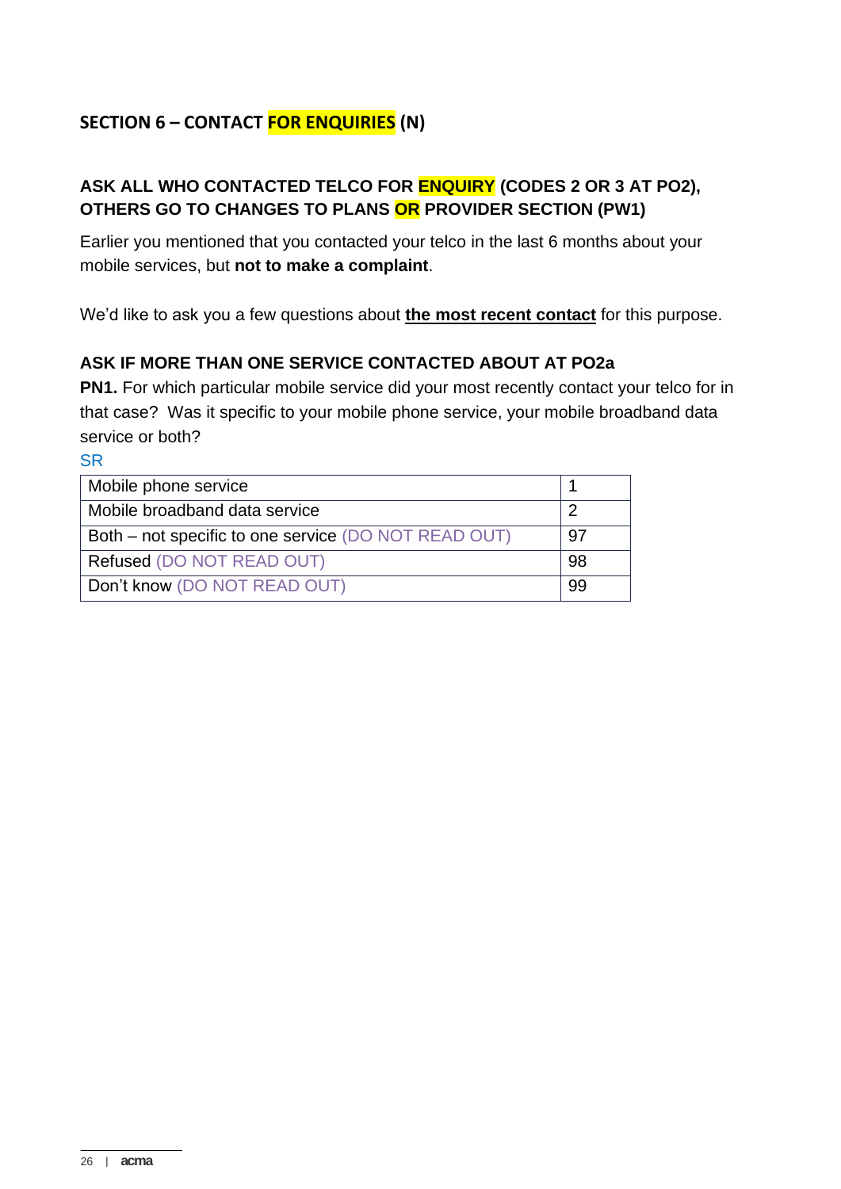## SECTION 6 – CONTACT FOR ENQUIRIES (N)

**ASK ALL WHO CONTACTED TELCO FOR ENQUIRY (CODES 2 OR 3 AT PO2), OTHERS GO TO CHANGES TO PLANS OR PROVIDER SECTION (PW1)**

Earlier you mentioned that you contacted your telco in the last 6 months about your mobile services, but **not to make a complaint**.

We'd like to ask you a few questions about **the most recent contact** for this purpose.

**ASK IF MORE THAN ONE SERVICE CONTACTED ABOUT AT PO2a**

**PN1.** For which particular mobile service did your most recently contact your telco for in that case? Was it specific to your mobile phone service, your mobile broadband data service or both?

SR

| | |
|---|---|
| Mobile phone service | 1 |
| Mobile broadband data service | 2 |
| Both – not specific to one service (DO NOT READ OUT) | 97 |
| Refused (DO NOT READ OUT) | 98 |
| Don't know (DO NOT READ OUT) | 99 |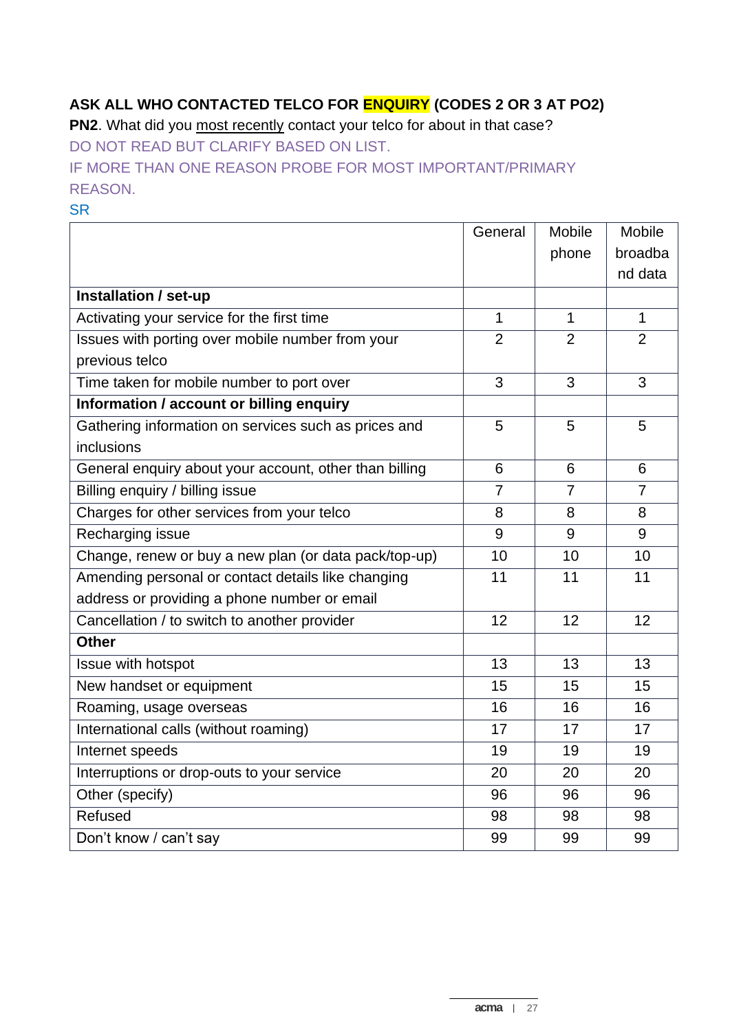**ASK ALL WHO CONTACTED TELCO FOR ENQUIRY (CODES 2 OR 3 AT PO2)**

**PN2**. What did you most recently contact your telco for about in that case?

DO NOT READ BUT CLARIFY BASED ON LIST.

IF MORE THAN ONE REASON PROBE FOR MOST IMPORTANT/PRIMARY REASON.

SR

| | General | Mobile phone | Mobile broadband data |
|---|---|---|---|
| **Installation / set-up** | | | |
| Activating your service for the first time | 1 | 1 | 1 |
| Issues with porting over mobile number from your previous telco | 2 | 2 | 2 |
| Time taken for mobile number to port over | 3 | 3 | 3 |
| **Information / account or billing enquiry** | | | |
| Gathering information on services such as prices and inclusions | 5 | 5 | 5 |
| General enquiry about your account, other than billing | 6 | 6 | 6 |
| Billing enquiry / billing issue | 7 | 7 | 7 |
| Charges for other services from your telco | 8 | 8 | 8 |
| Recharging issue | 9 | 9 | 9 |
| Change, renew or buy a new plan (or data pack/top-up) | 10 | 10 | 10 |
| Amending personal or contact details like changing address or providing a phone number or email | 11 | 11 | 11 |
| Cancellation / to switch to another provider | 12 | 12 | 12 |
| **Other** | | | |
| Issue with hotspot | 13 | 13 | 13 |
| New handset or equipment | 15 | 15 | 15 |
| Roaming, usage overseas | 16 | 16 | 16 |
| International calls (without roaming) | 17 | 17 | 17 |
| Internet speeds | 19 | 19 | 19 |
| Interruptions or drop-outs to your service | 20 | 20 | 20 |
| Other (specify) | 96 | 96 | 96 |
| Refused | 98 | 98 | 98 |
| Don't know / can't say | 99 | 99 | 99 |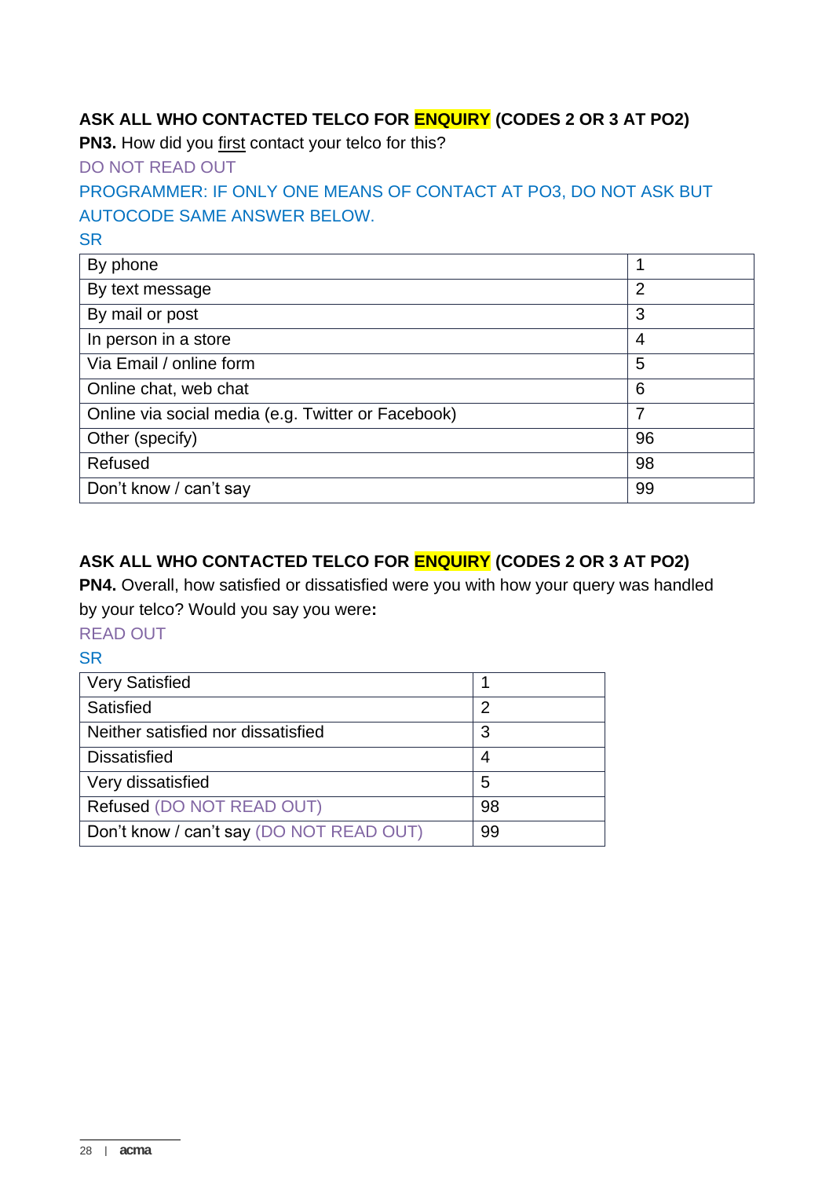**ASK ALL WHO CONTACTED TELCO FOR ENQUIRY (CODES 2 OR 3 AT PO2)**

**PN3.** How did you first contact your telco for this?

DO NOT READ OUT

PROGRAMMER: IF ONLY ONE MEANS OF CONTACT AT PO3, DO NOT ASK BUT AUTOCODE SAME ANSWER BELOW.

SR

| | |
|---|---|
| By phone | 1 |
| By text message | 2 |
| By mail or post | 3 |
| In person in a store | 4 |
| Via Email / online form | 5 |
| Online chat, web chat | 6 |
| Online via social media (e.g. Twitter or Facebook) | 7 |
| Other (specify) | 96 |
| Refused | 98 |
| Don't know / can't say | 99 |

**ASK ALL WHO CONTACTED TELCO FOR ENQUIRY (CODES 2 OR 3 AT PO2)**

**PN4.** Overall, how satisfied or dissatisfied were you with how your query was handled by your telco? Would you say you were**:**

READ OUT

SR

| | |
|---|---|
| Very Satisfied | 1 |
| Satisfied | 2 |
| Neither satisfied nor dissatisfied | 3 |
| Dissatisfied | 4 |
| Very dissatisfied | 5 |
| Refused (DO NOT READ OUT) | 98 |
| Don't know / can't say (DO NOT READ OUT) | 99 |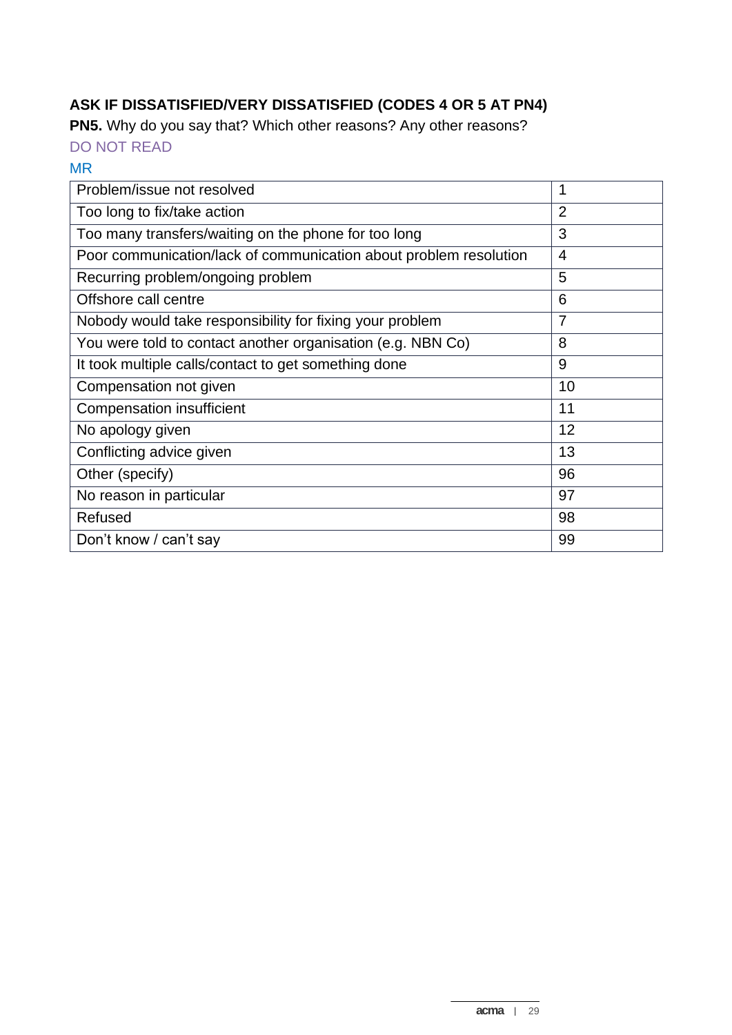**ASK IF DISSATISFIED/VERY DISSATISFIED (CODES 4 OR 5 AT PN4)**

**PN5.** Why do you say that? Which other reasons? Any other reasons?

DO NOT READ

MR

| | |
|---|---|
| Problem/issue not resolved | 1 |
| Too long to fix/take action | 2 |
| Too many transfers/waiting on the phone for too long | 3 |
| Poor communication/lack of communication about problem resolution | 4 |
| Recurring problem/ongoing problem | 5 |
| Offshore call centre | 6 |
| Nobody would take responsibility for fixing your problem | 7 |
| You were told to contact another organisation (e.g. NBN Co) | 8 |
| It took multiple calls/contact to get something done | 9 |
| Compensation not given | 10 |
| Compensation insufficient | 11 |
| No apology given | 12 |
| Conflicting advice given | 13 |
| Other (specify) | 96 |
| No reason in particular | 97 |
| Refused | 98 |
| Don't know / can't say | 99 |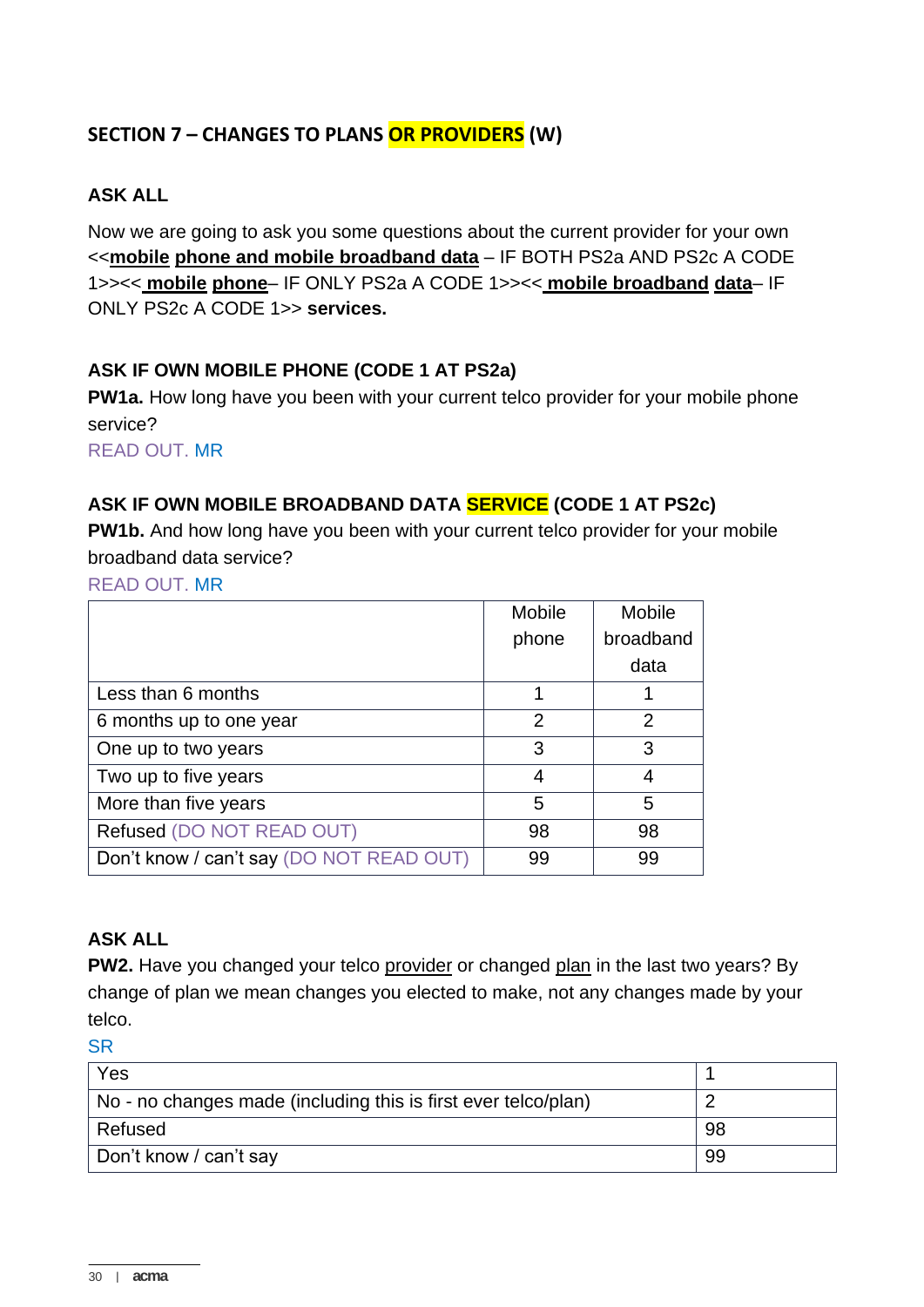## SECTION 7 – CHANGES TO PLANS OR PROVIDERS (W)

**ASK ALL**

Now we are going to ask you some questions about the current provider for your own <<**mobile phone and mobile broadband data** – IF BOTH PS2a AND PS2c A CODE 1>><< **mobile phone**– IF ONLY PS2a A CODE 1>><< **mobile broadband data**– IF ONLY PS2c A CODE 1>> **services.**

**ASK IF OWN MOBILE PHONE (CODE 1 AT PS2a)**

**PW1a.** How long have you been with your current telco provider for your mobile phone service?

READ OUT. MR

**ASK IF OWN MOBILE BROADBAND DATA SERVICE (CODE 1 AT PS2c)**

**PW1b.** And how long have you been with your current telco provider for your mobile broadband data service?

READ OUT. MR

| | Mobile phone | Mobile broadband data |
|---|---|---|
| Less than 6 months | 1 | 1 |
| 6 months up to one year | 2 | 2 |
| One up to two years | 3 | 3 |
| Two up to five years | 4 | 4 |
| More than five years | 5 | 5 |
| Refused (DO NOT READ OUT) | 98 | 98 |
| Don't know / can't say (DO NOT READ OUT) | 99 | 99 |

**ASK ALL**

**PW2.** Have you changed your telco provider or changed plan in the last two years? By change of plan we mean changes you elected to make, not any changes made by your telco.

SR

| | |
|---|---|
| Yes | 1 |
| No - no changes made (including this is first ever telco/plan) | 2 |
| Refused | 98 |
| Don't know / can't say | 99 |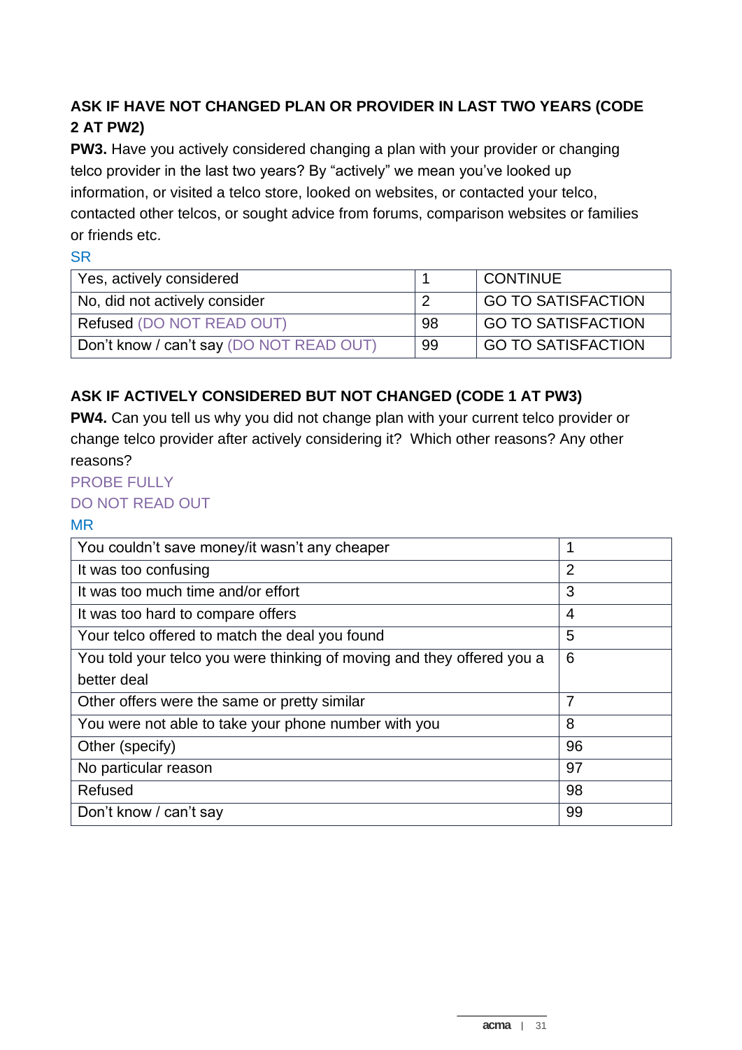**ASK IF HAVE NOT CHANGED PLAN OR PROVIDER IN LAST TWO YEARS (CODE 2 AT PW2)**

**PW3.** Have you actively considered changing a plan with your provider or changing telco provider in the last two years? By "actively" we mean you've looked up information, or visited a telco store, looked on websites, or contacted your telco, contacted other telcos, or sought advice from forums, comparison websites or families or friends etc.

SR

| | | |
|---|---|---|
| Yes, actively considered | 1 | CONTINUE |
| No, did not actively consider | 2 | GO TO SATISFACTION |
| Refused (DO NOT READ OUT) | 98 | GO TO SATISFACTION |
| Don't know / can't say (DO NOT READ OUT) | 99 | GO TO SATISFACTION |

**ASK IF ACTIVELY CONSIDERED BUT NOT CHANGED (CODE 1 AT PW3)**

**PW4.** Can you tell us why you did not change plan with your current telco provider or change telco provider after actively considering it? Which other reasons? Any other reasons?

PROBE FULLY

DO NOT READ OUT

MR

| | |
|---|---|
| You couldn't save money/it wasn't any cheaper | 1 |
| It was too confusing | 2 |
| It was too much time and/or effort | 3 |
| It was too hard to compare offers | 4 |
| Your telco offered to match the deal you found | 5 |
| You told your telco you were thinking of moving and they offered you a better deal | 6 |
| Other offers were the same or pretty similar | 7 |
| You were not able to take your phone number with you | 8 |
| Other (specify) | 96 |
| No particular reason | 97 |
| Refused | 98 |
| Don't know / can't say | 99 |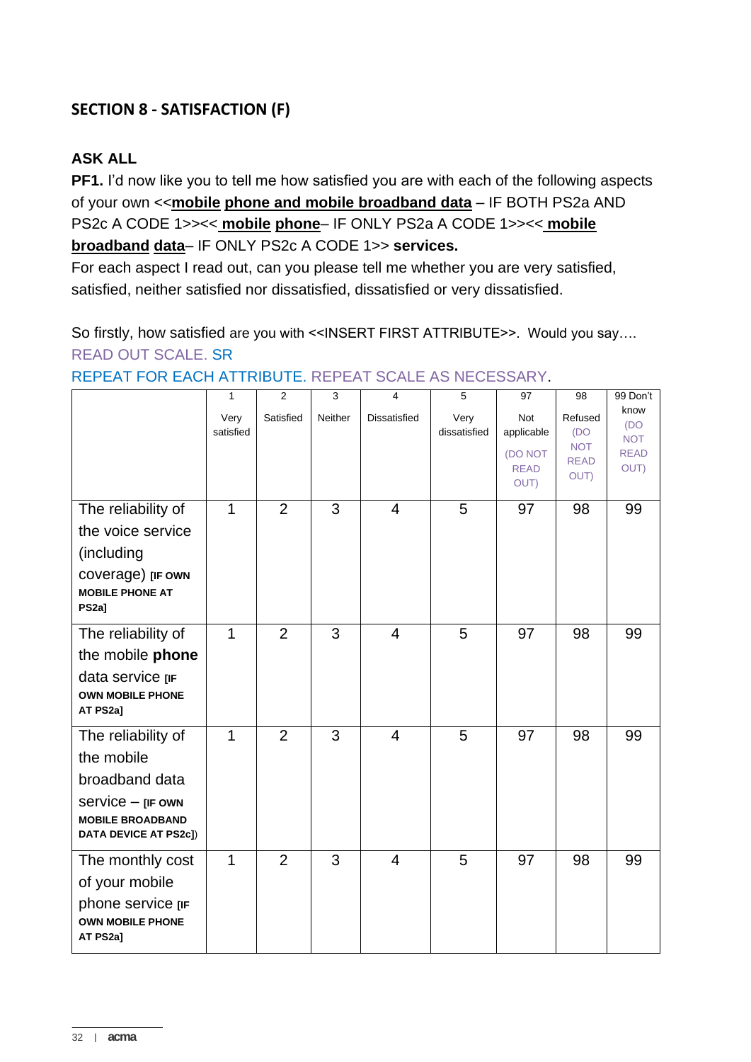## SECTION 8 - SATISFACTION (F)

**ASK ALL**

**PF1.** I'd now like you to tell me how satisfied you are with each of the following aspects of your own <<**mobile phone and mobile broadband data** – IF BOTH PS2a AND PS2c A CODE 1>><< **mobile phone**– IF ONLY PS2a A CODE 1>><< **mobile broadband data**– IF ONLY PS2c A CODE 1>> **services.**

For each aspect I read out, can you please tell me whether you are very satisfied, satisfied, neither satisfied nor dissatisfied, dissatisfied or very dissatisfied.

So firstly, how satisfied are you with <<INSERT FIRST ATTRIBUTE>>. Would you say….

READ OUT SCALE. SR

REPEAT FOR EACH ATTRIBUTE. REPEAT SCALE AS NECESSARY.

| | 1 Very satisfied | 2 Satisfied | 3 Neither | 4 Dissatisfied | 5 Very dissatisfied | 97 Not applicable (DO NOT READ OUT) | 98 Refused (DO NOT READ OUT) | 99 Don't know (DO NOT READ OUT) |
|---|---|---|---|---|---|---|---|---|
| The reliability of the voice service (including coverage) **[IF OWN MOBILE PHONE AT PS2a]** | 1 | 2 | 3 | 4 | 5 | 97 | 98 | 99 |
| The reliability of the mobile **phone** data service **[IF OWN MOBILE PHONE AT PS2a]** | 1 | 2 | 3 | 4 | 5 | 97 | 98 | 99 |
| The reliability of the mobile broadband data service – **[IF OWN MOBILE BROADBAND DATA DEVICE AT PS2c]**) | 1 | 2 | 3 | 4 | 5 | 97 | 98 | 99 |
| The monthly cost of your mobile phone service **[IF OWN MOBILE PHONE AT PS2a]** | 1 | 2 | 3 | 4 | 5 | 97 | 98 | 99 |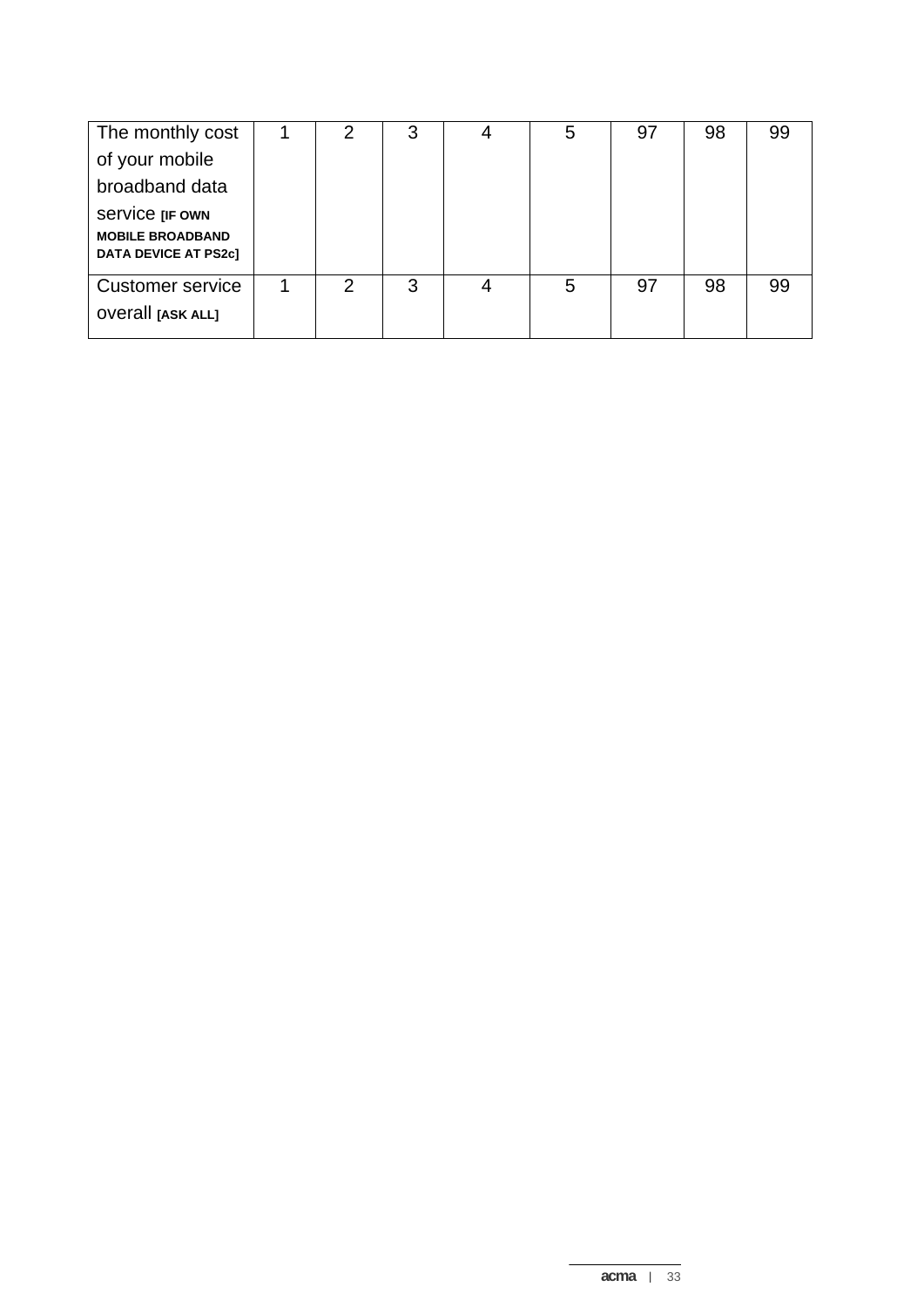| | | | | | | | | |
|---|---|---|---|---|---|---|---|---|
| The monthly cost of your mobile broadband data service **[IF OWN MOBILE BROADBAND DATA DEVICE AT PS2c]** | 1 | 2 | 3 | 4 | 5 | 97 | 98 | 99 |
| Customer service overall **[ASK ALL]** | 1 | 2 | 3 | 4 | 5 | 97 | 98 | 99 |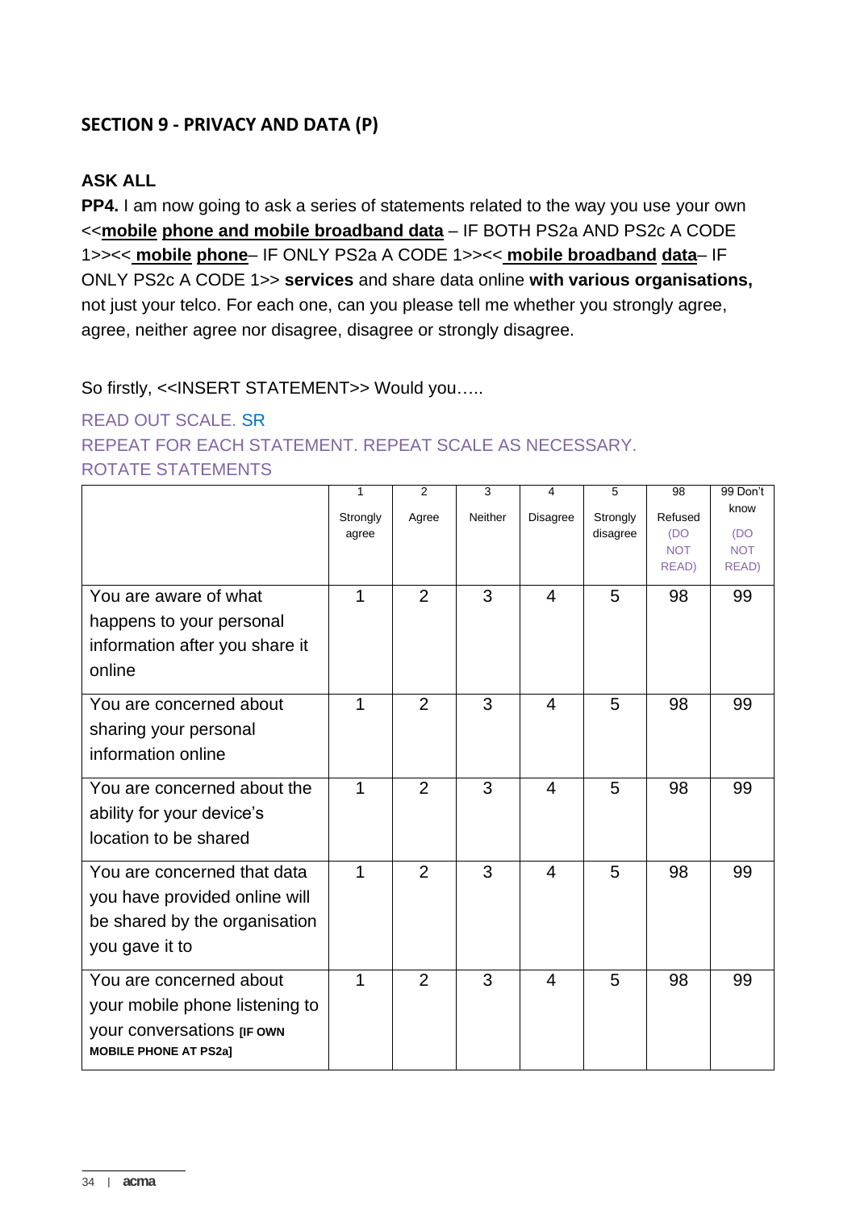## SECTION 9 - PRIVACY AND DATA (P)

**ASK ALL**

**PP4.** I am now going to ask a series of statements related to the way you use your own <<**mobile phone and mobile broadband data** – IF BOTH PS2a AND PS2c A CODE 1>><< **mobile phone**– IF ONLY PS2a A CODE 1>><< **mobile broadband data**– IF ONLY PS2c A CODE 1>> **services** and share data online **with various organisations,** not just your telco. For each one, can you please tell me whether you strongly agree, agree, neither agree nor disagree, disagree or strongly disagree.

So firstly, <<INSERT STATEMENT>> Would you…..

READ OUT SCALE. SR

REPEAT FOR EACH STATEMENT. REPEAT SCALE AS NECESSARY.

ROTATE STATEMENTS

| | 1 Strongly agree | 2 Agree | 3 Neither | 4 Disagree | 5 Strongly disagree | 98 Refused (DO NOT READ) | 99 Don't know (DO NOT READ) |
|---|---|---|---|---|---|---|---|
| You are aware of what happens to your personal information after you share it online | 1 | 2 | 3 | 4 | 5 | 98 | 99 |
| You are concerned about sharing your personal information online | 1 | 2 | 3 | 4 | 5 | 98 | 99 |
| You are concerned about the ability for your device's location to be shared | 1 | 2 | 3 | 4 | 5 | 98 | 99 |
| You are concerned that data you have provided online will be shared by the organisation you gave it to | 1 | 2 | 3 | 4 | 5 | 98 | 99 |
| You are concerned about your mobile phone listening to your conversations **[IF OWN MOBILE PHONE AT PS2a]** | 1 | 2 | 3 | 4 | 5 | 98 | 99 |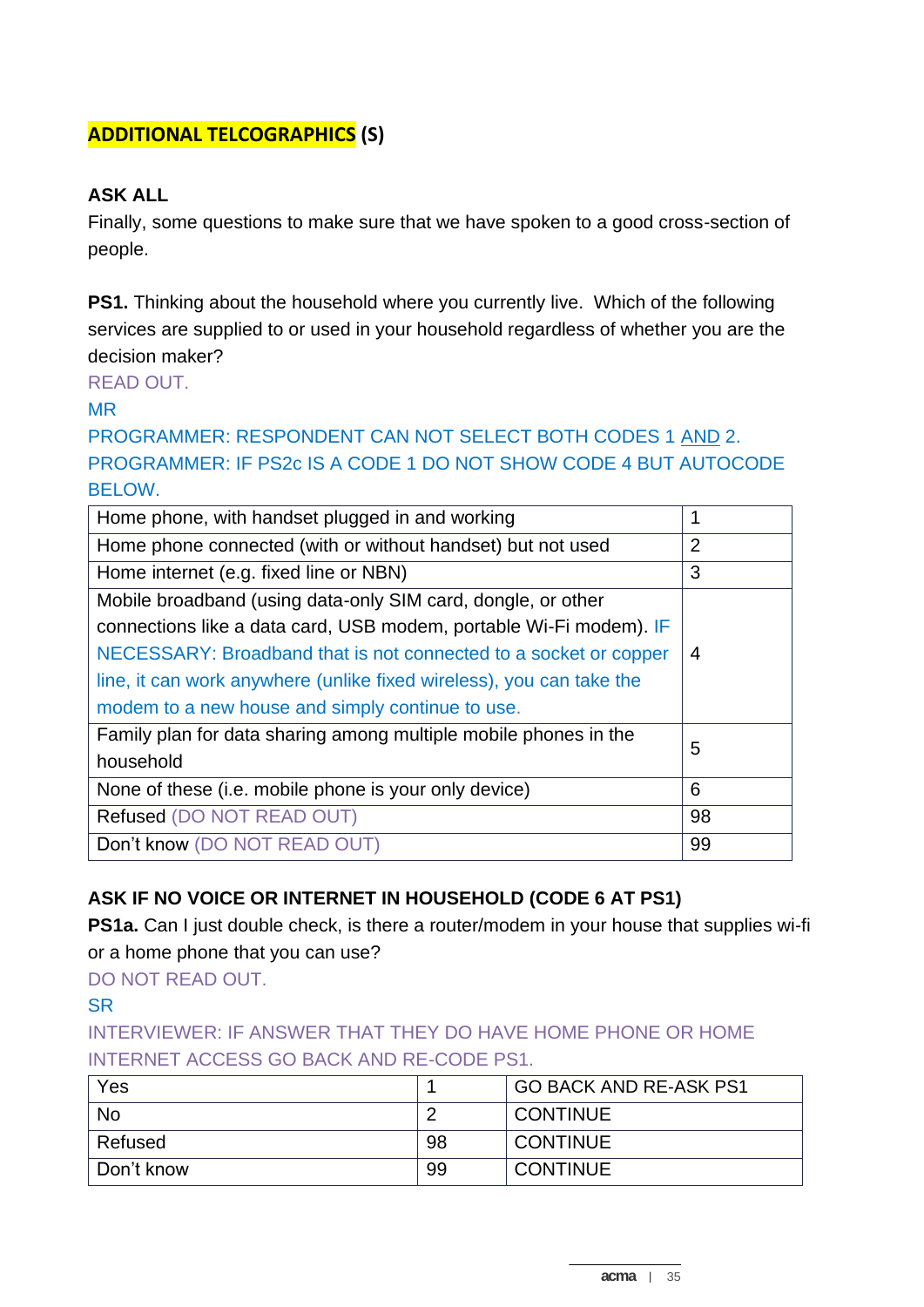## ADDITIONAL TELCOGRAPHICS (S)

**ASK ALL**

Finally, some questions to make sure that we have spoken to a good cross-section of people.

**PS1.** Thinking about the household where you currently live. Which of the following services are supplied to or used in your household regardless of whether you are the decision maker?

READ OUT.

MR

PROGRAMMER: RESPONDENT CAN NOT SELECT BOTH CODES 1 AND 2.

PROGRAMMER: IF PS2c IS A CODE 1 DO NOT SHOW CODE 4 BUT AUTOCODE BELOW.

| | |
|---|---|
| Home phone, with handset plugged in and working | 1 |
| Home phone connected (with or without handset) but not used | 2 |
| Home internet (e.g. fixed line or NBN) | 3 |
| Mobile broadband (using data-only SIM card, dongle, or other connections like a data card, USB modem, portable Wi-Fi modem). IF NECESSARY: Broadband that is not connected to a socket or copper line, it can work anywhere (unlike fixed wireless), you can take the modem to a new house and simply continue to use. | 4 |
| Family plan for data sharing among multiple mobile phones in the household | 5 |
| None of these (i.e. mobile phone is your only device) | 6 |
| Refused (DO NOT READ OUT) | 98 |
| Don't know (DO NOT READ OUT) | 99 |

**ASK IF NO VOICE OR INTERNET IN HOUSEHOLD (CODE 6 AT PS1)**

**PS1a.** Can I just double check, is there a router/modem in your house that supplies wi-fi or a home phone that you can use?

DO NOT READ OUT.

SR

INTERVIEWER: IF ANSWER THAT THEY DO HAVE HOME PHONE OR HOME INTERNET ACCESS GO BACK AND RE-CODE PS1.

| | | |
|---|---|---|
| Yes | 1 | GO BACK AND RE-ASK PS1 |
| No | 2 | CONTINUE |
| Refused | 98 | CONTINUE |
| Don't know | 99 | CONTINUE |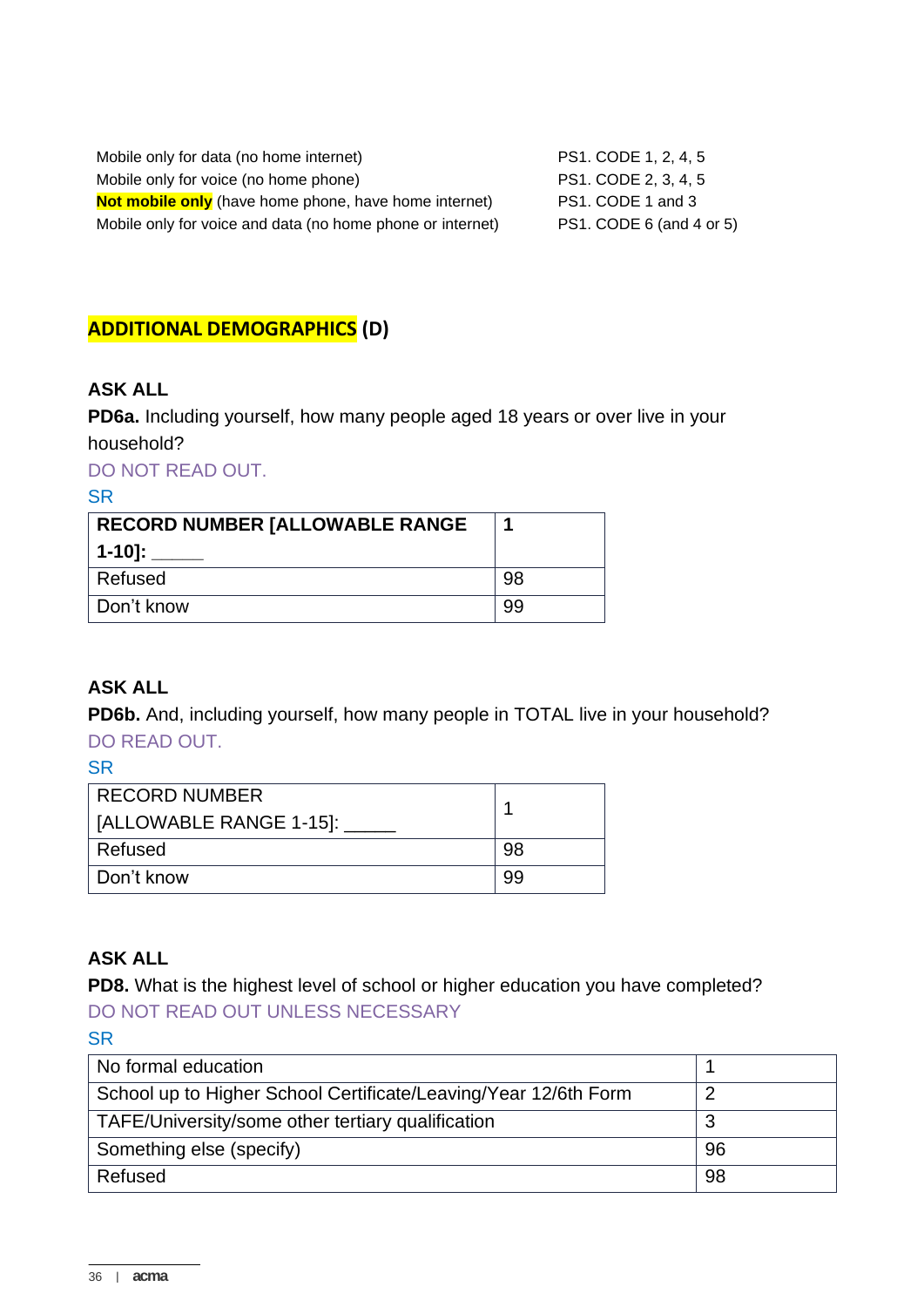| | |
|---|---|
| Mobile only for data (no home internet) | PS1. CODE 1, 2, 4, 5 |
| Mobile only for voice (no home phone) | PS1. CODE 2, 3, 4, 5 |
| **Not mobile only** (have home phone, have home internet) | PS1. CODE 1 and 3 |
| Mobile only for voice and data (no home phone or internet) | PS1. CODE 6 (and 4 or 5) |

## ADDITIONAL DEMOGRAPHICS (D)

**ASK ALL**

**PD6a.** Including yourself, how many people aged 18 years or over live in your household?

DO NOT READ OUT.

SR

| **RECORD NUMBER [ALLOWABLE RANGE 1-10]: _____** | **1** |
|---|---|
| Refused | 98 |
| Don't know | 99 |

**ASK ALL**

**PD6b.** And, including yourself, how many people in TOTAL live in your household?

DO READ OUT.

SR

| RECORD NUMBER [ALLOWABLE RANGE 1-15]: _____ | 1 |
|---|---|
| Refused | 98 |
| Don't know | 99 |

**ASK ALL**

**PD8.** What is the highest level of school or higher education you have completed?

DO NOT READ OUT UNLESS NECESSARY

SR

| No formal education | 1 |
|---|---|
| School up to Higher School Certificate/Leaving/Year 12/6th Form | 2 |
| TAFE/University/some other tertiary qualification | 3 |
| Something else (specify) | 96 |
| Refused | 98 |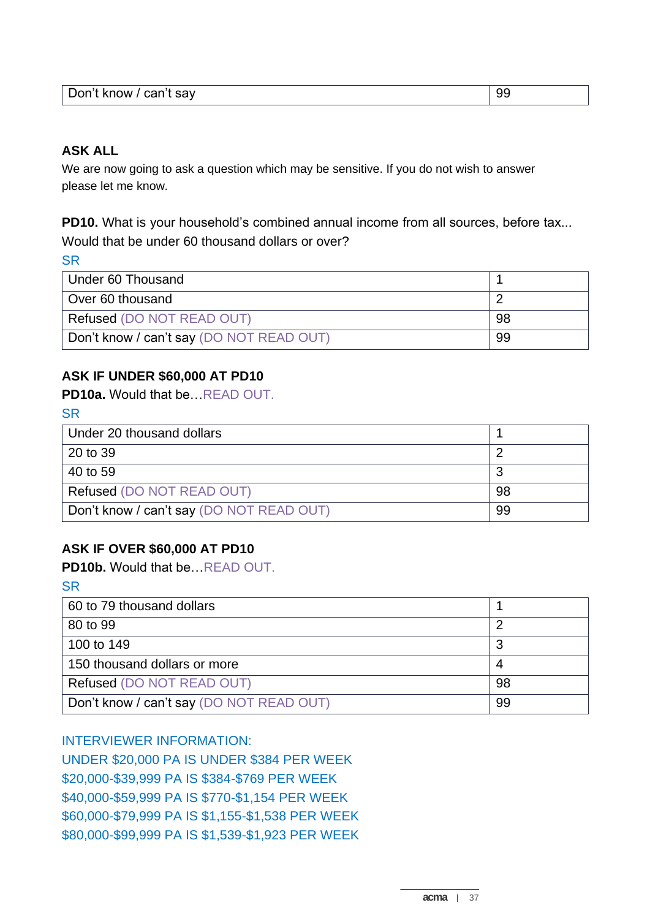| Don’t know / can’t say | 99 |
|---|---|

**ASK ALL**

We are now going to ask a question which may be sensitive. If you do not wish to answer please let me know.

**PD10.** What is your household’s combined annual income from all sources, before tax... Would that be under 60 thousand dollars or over?

SR

| Under 60 Thousand | 1 |
|---|---|
| Over 60 thousand | 2 |
| Refused (DO NOT READ OUT) | 98 |
| Don’t know / can’t say (DO NOT READ OUT) | 99 |

**ASK IF UNDER $60,000 AT PD10**

**PD10a.** Would that be…READ OUT.

SR

| Under 20 thousand dollars | 1 |
|---|---|
| 20 to 39 | 2 |
| 40 to 59 | 3 |
| Refused (DO NOT READ OUT) | 98 |
| Don’t know / can’t say (DO NOT READ OUT) | 99 |

**ASK IF OVER $60,000 AT PD10**

**PD10b.** Would that be…READ OUT.

SR

| 60 to 79 thousand dollars | 1 |
|---|---|
| 80 to 99 | 2 |
| 100 to 149 | 3 |
| 150 thousand dollars or more | 4 |
| Refused (DO NOT READ OUT) | 98 |
| Don’t know / can’t say (DO NOT READ OUT) | 99 |

INTERVIEWER INFORMATION:
UNDER $20,000 PA IS UNDER $384 PER WEEK
$20,000-$39,999 PA IS $384-$769 PER WEEK
$40,000-$59,999 PA IS $770-$1,154 PER WEEK
$60,000-$79,999 PA IS $1,155-$1,538 PER WEEK
$80,000-$99,999 PA IS $1,539-$1,923 PER WEEK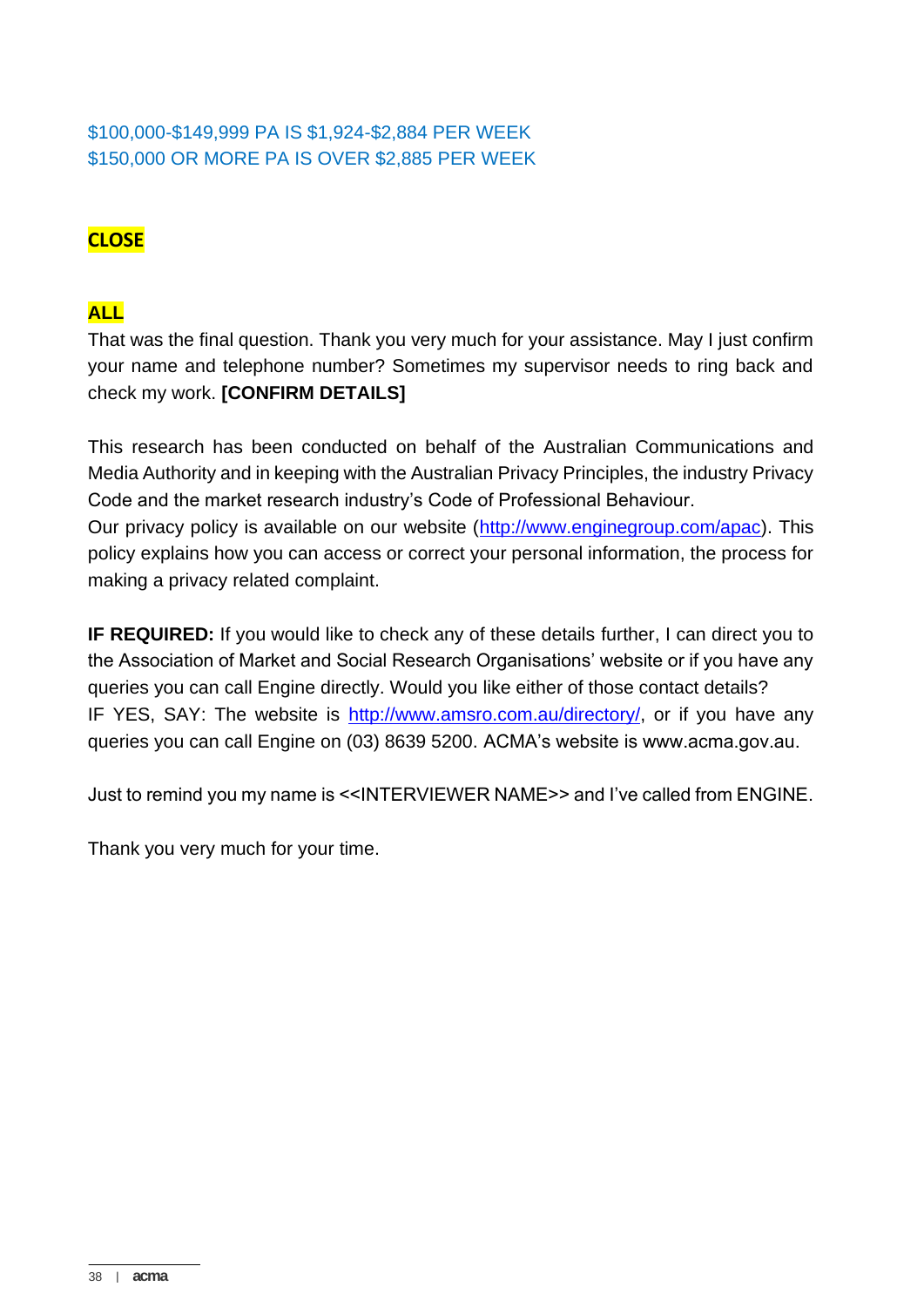$100,000-$149,999 PA IS $1,924-$2,884 PER WEEK
$150,000 OR MORE PA IS OVER $2,885 PER WEEK

**CLOSE**

**ALL**

That was the final question. Thank you very much for your assistance. May I just confirm your name and telephone number? Sometimes my supervisor needs to ring back and check my work. **[CONFIRM DETAILS]**

This research has been conducted on behalf of the Australian Communications and Media Authority and in keeping with the Australian Privacy Principles, the industry Privacy Code and the market research industry's Code of Professional Behaviour.
Our privacy policy is available on our website (http://www.enginegroup.com/apac). This policy explains how you can access or correct your personal information, the process for making a privacy related complaint.

**IF REQUIRED:** If you would like to check any of these details further, I can direct you to the Association of Market and Social Research Organisations' website or if you have any queries you can call Engine directly. Would you like either of those contact details?
IF YES, SAY: The website is http://www.amsro.com.au/directory/, or if you have any queries you can call Engine on (03) 8639 5200. ACMA's website is www.acma.gov.au.

Just to remind you my name is <<INTERVIEWER NAME>> and I've called from ENGINE.

Thank you very much for your time.